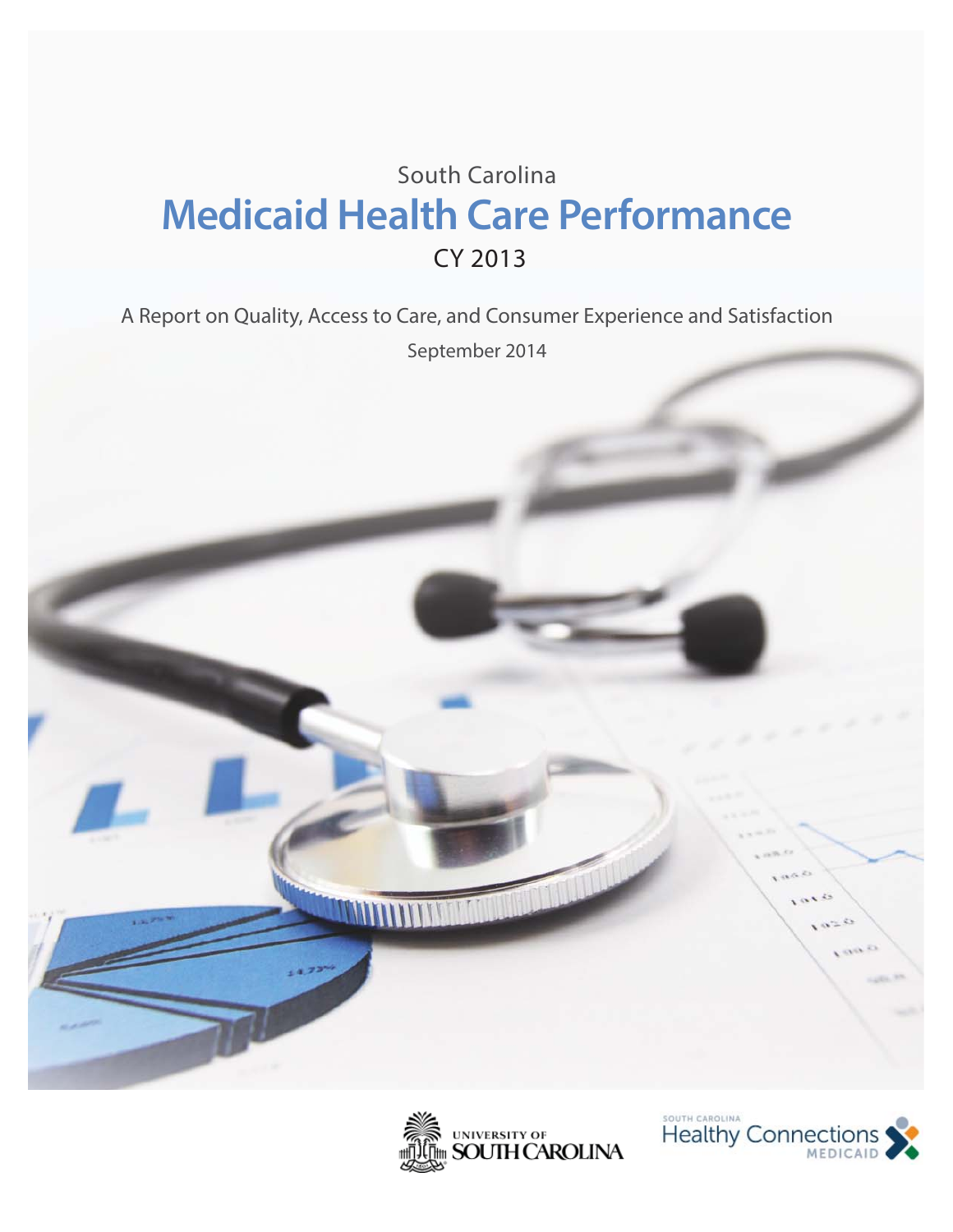South Carolina

# Medicaid Health Care Performance

CY 2013

A Report on Quality, Access to Care, and Consumer Experience and Satisfaction

September 2014

UNIVERSITY OF SOUTH CAROLINA

SOUTH CAROLINA Healthy Connections MEDICAID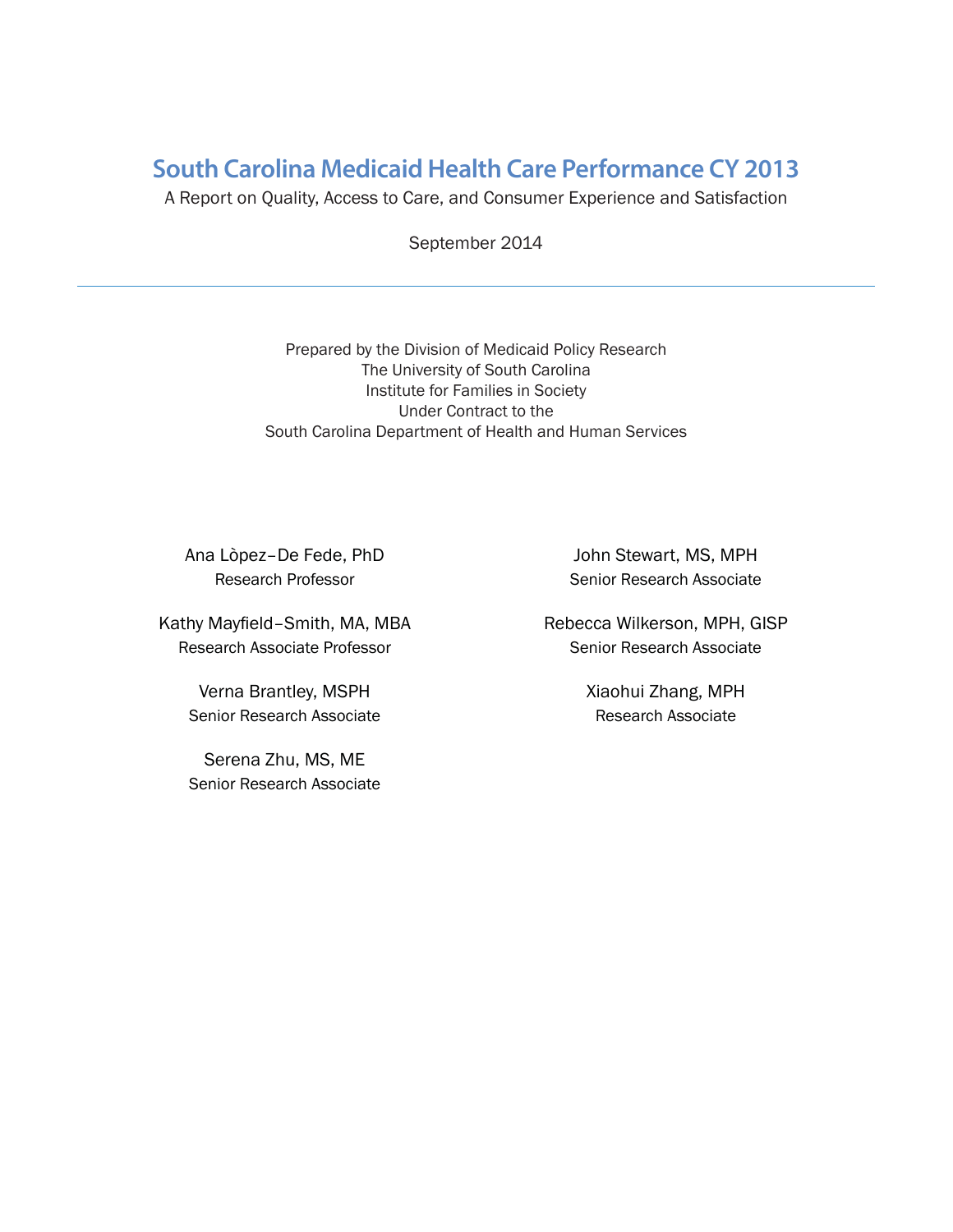# South Carolina Medicaid Health Care Performance CY 2013

A Report on Quality, Access to Care, and Consumer Experience and Satisfaction

September 2014

---

Prepared by the Division of Medicaid Policy Research
The University of South Carolina
Institute for Families in Society
Under Contract to the
South Carolina Department of Health and Human Services

Ana Lòpez–De Fede, PhD
Research Professor

Kathy Mayfield–Smith, MA, MBA
Research Associate Professor

Verna Brantley, MSPH
Senior Research Associate

Serena Zhu, MS, ME
Senior Research Associate

John Stewart, MS, MPH
Senior Research Associate

Rebecca Wilkerson, MPH, GISP
Senior Research Associate

Xiaohui Zhang, MPH
Research Associate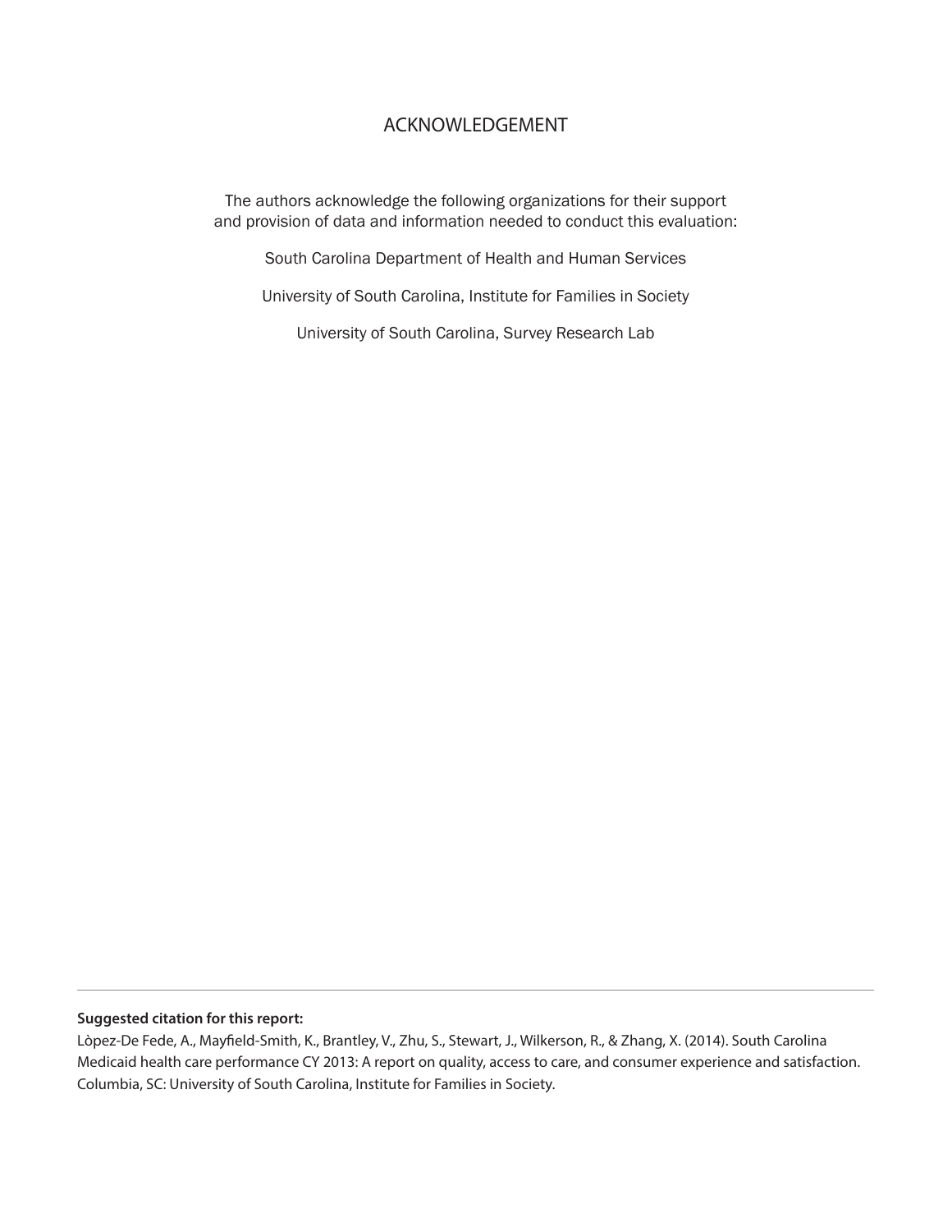# ACKNOWLEDGEMENT

The authors acknowledge the following organizations for their support and provision of data and information needed to conduct this evaluation:

South Carolina Department of Health and Human Services

University of South Carolina, Institute for Families in Society

University of South Carolina, Survey Research Lab

---

**Suggested citation for this report:**

Lòpez-De Fede, A., Mayfield-Smith, K., Brantley, V., Zhu, S., Stewart, J., Wilkerson, R., & Zhang, X. (2014). South Carolina Medicaid health care performance CY 2013: A report on quality, access to care, and consumer experience and satisfaction. Columbia, SC: University of South Carolina, Institute for Families in Society.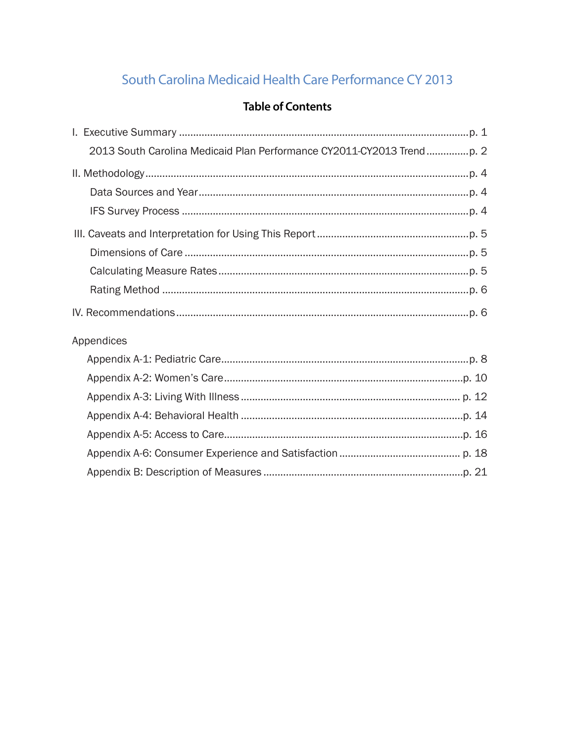# South Carolina Medicaid Health Care Performance CY 2013

## Table of Contents

I. Executive Summary ........................................................................................................p. 1

- 2013 South Carolina Medicaid Plan Performance CY2011-CY2013 Trend ...............p. 2

II. Methodology ..................................................................................................................p. 4

- Data Sources and Year ..............................................................................................p. 4
- IFS Survey Process .....................................................................................................p. 4

III. Caveats and Interpretation for Using This Report .....................................................p. 5

- Dimensions of Care ....................................................................................................p. 5
- Calculating Measure Rates .........................................................................................p. 5
- Rating Method ............................................................................................................p. 6

IV. Recommendations .......................................................................................................p. 6

Appendices

- Appendix A-1: Pediatric Care.......................................................................................p. 8
- Appendix A-2: Women's Care.....................................................................................p. 10
- Appendix A-3: Living With Illness ............................................................................. p. 12
- Appendix A-4: Behavioral Health ...............................................................................p. 14
- Appendix A-5: Access to Care.....................................................................................p. 16
- Appendix A-6: Consumer Experience and Satisfaction ........................................... p. 18
- Appendix B: Description of Measures .......................................................................p. 21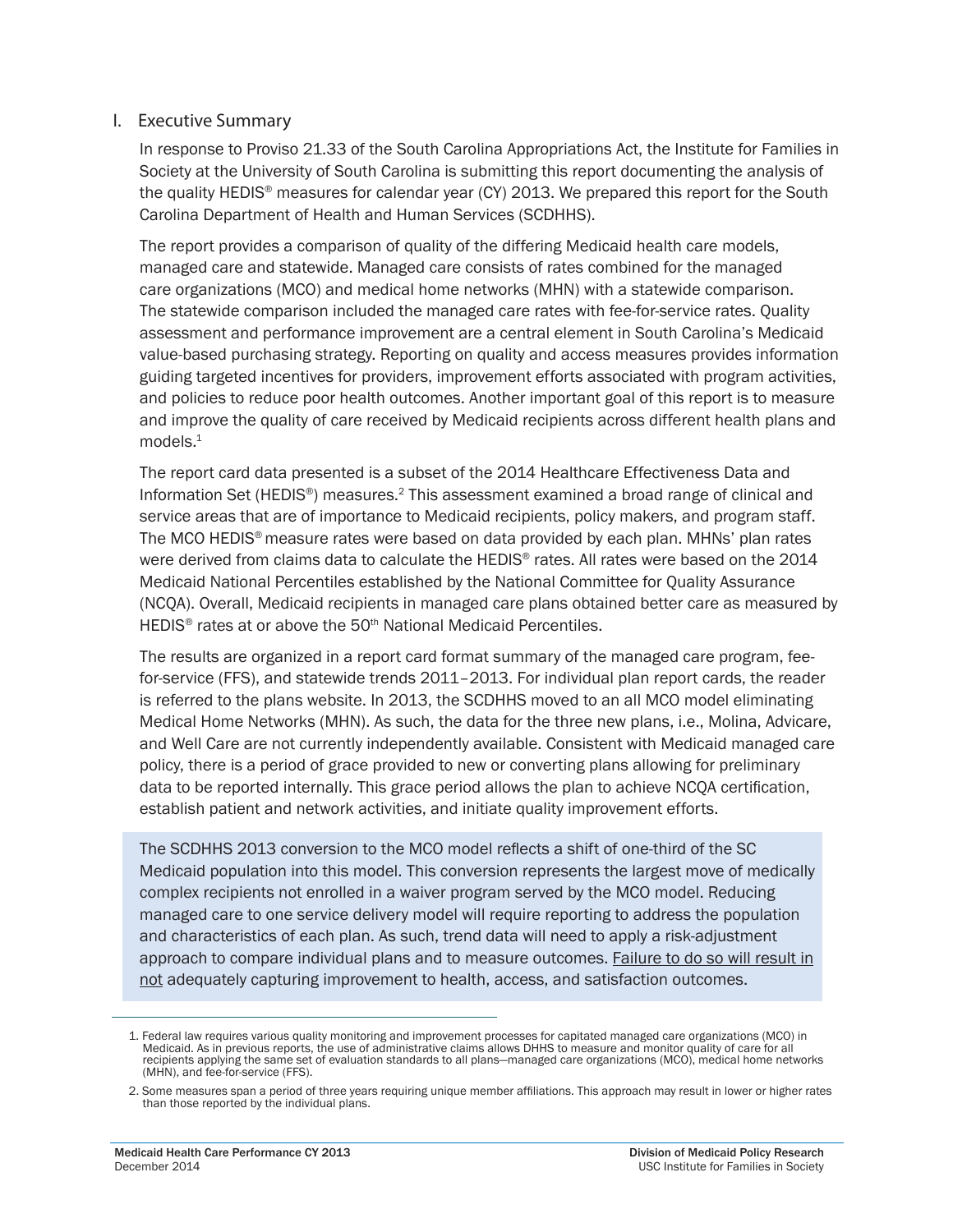## I. Executive Summary

In response to Proviso 21.33 of the South Carolina Appropriations Act, the Institute for Families in Society at the University of South Carolina is submitting this report documenting the analysis of the quality HEDIS® measures for calendar year (CY) 2013. We prepared this report for the South Carolina Department of Health and Human Services (SCDHHS).

The report provides a comparison of quality of the differing Medicaid health care models, managed care and statewide. Managed care consists of rates combined for the managed care organizations (MCO) and medical home networks (MHN) with a statewide comparison. The statewide comparison included the managed care rates with fee-for-service rates. Quality assessment and performance improvement are a central element in South Carolina's Medicaid value-based purchasing strategy. Reporting on quality and access measures provides information guiding targeted incentives for providers, improvement efforts associated with program activities, and policies to reduce poor health outcomes. Another important goal of this report is to measure and improve the quality of care received by Medicaid recipients across different health plans and models.[1]

The report card data presented is a subset of the 2014 Healthcare Effectiveness Data and Information Set (HEDIS®) measures.[2] This assessment examined a broad range of clinical and service areas that are of importance to Medicaid recipients, policy makers, and program staff. The MCO HEDIS® measure rates were based on data provided by each plan. MHNs' plan rates were derived from claims data to calculate the HEDIS® rates. All rates were based on the 2014 Medicaid National Percentiles established by the National Committee for Quality Assurance (NCQA). Overall, Medicaid recipients in managed care plans obtained better care as measured by HEDIS® rates at or above the 50th National Medicaid Percentiles.

The results are organized in a report card format summary of the managed care program, fee-for-service (FFS), and statewide trends 2011–2013. For individual plan report cards, the reader is referred to the plans website. In 2013, the SCDHHS moved to an all MCO model eliminating Medical Home Networks (MHN). As such, the data for the three new plans, i.e., Molina, Advicare, and Well Care are not currently independently available. Consistent with Medicaid managed care policy, there is a period of grace provided to new or converting plans allowing for preliminary data to be reported internally. This grace period allows the plan to achieve NCQA certification, establish patient and network activities, and initiate quality improvement efforts.

The SCDHHS 2013 conversion to the MCO model reflects a shift of one-third of the SC Medicaid population into this model. This conversion represents the largest move of medically complex recipients not enrolled in a waiver program served by the MCO model. Reducing managed care to one service delivery model will require reporting to address the population and characteristics of each plan. As such, trend data will need to apply a risk-adjustment approach to compare individual plans and to measure outcomes. Failure to do so will result in not adequately capturing improvement to health, access, and satisfaction outcomes.

---

1. Federal law requires various quality monitoring and improvement processes for capitated managed care organizations (MCO) in Medicaid. As in previous reports, the use of administrative claims allows DHHS to measure and monitor quality of care for all recipients applying the same set of evaluation standards to all plans—managed care organizations (MCO), medical home networks (MHN), and fee-for-service (FFS).

2. Some measures span a period of three years requiring unique member affiliations. This approach may result in lower or higher rates than those reported by the individual plans.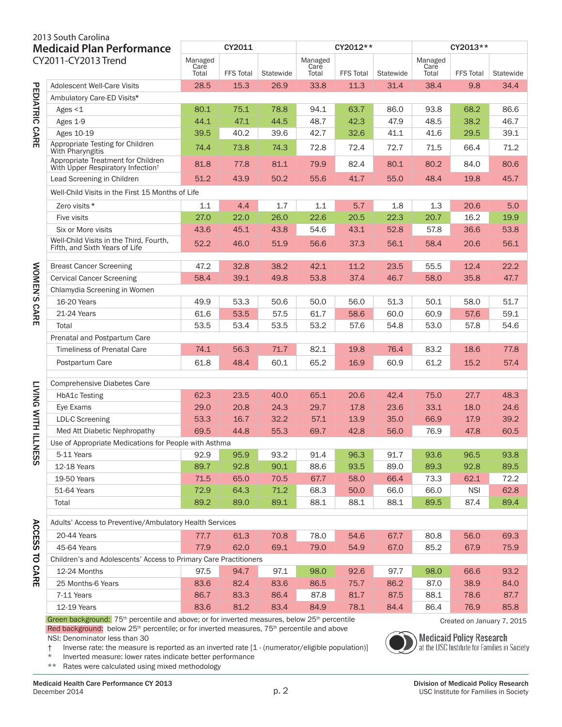2013 South Carolina
# Medicaid Plan Performance
CY2011-CY2013 Trend

| | | CY2011 | | | CY2012** | | | CY2013** | | |
|---|---|---|---|---|---|---|---|---|---|---|
| | | Managed Care Total | FFS Total | Statewide | Managed Care Total | FFS Total | Statewide | Managed Care Total | FFS Total | Statewide |
| PEDIATRIC CARE | Adolescent Well-Care Visits | 28.5 | 15.3 | 26.9 | 33.8 | 11.3 | 31.4 | 38.4 | 9.8 | 34.4 |
| | Ambulatory Care-ED Visits* | | | | | | | | | |
| | Ages <1 | 80.1 | 75.1 | 78.8 | 94.1 | 63.7 | 86.0 | 93.8 | 68.2 | 86.6 |
| | Ages 1-9 | 44.1 | 47.1 | 44.5 | 48.7 | 42.3 | 47.9 | 48.5 | 38.2 | 46.7 |
| | Ages 10-19 | 39.5 | 40.2 | 39.6 | 42.7 | 32.6 | 41.1 | 41.6 | 29.5 | 39.1 |
| | Appropriate Testing for Children With Pharyngitis | 74.4 | 73.8 | 74.3 | 72.8 | 72.4 | 72.7 | 71.5 | 66.4 | 71.2 |
| | Appropriate Treatment for Children With Upper Respiratory Infection† | 81.8 | 77.8 | 81.1 | 79.9 | 82.4 | 80.1 | 80.2 | 84.0 | 80.6 |
| | Lead Screening in Children | 51.2 | 43.9 | 50.2 | 55.6 | 41.7 | 55.0 | 48.4 | 19.8 | 45.7 |
| | Well-Child Visits in the First 15 Months of Life | | | | | | | | | |
| | Zero visits * | 1.1 | 4.4 | 1.7 | 1.1 | 5.7 | 1.8 | 1.3 | 20.6 | 5.0 |
| | Five visits | 27.0 | 22.0 | 26.0 | 22.6 | 20.5 | 22.3 | 20.7 | 16.2 | 19.9 |
| | Six or More visits | 43.6 | 45.1 | 43.8 | 54.6 | 43.1 | 52.8 | 57.8 | 36.6 | 53.8 |
| | Well-Child Visits in the Third, Fourth, Fifth, and Sixth Years of Life | 52.2 | 46.0 | 51.9 | 56.6 | 37.3 | 56.1 | 58.4 | 20.6 | 56.1 |
| WOMEN'S CARE | Breast Cancer Screening | 47.2 | 32.8 | 38.2 | 42.1 | 11.2 | 23.5 | 55.5 | 12.4 | 22.2 |
| | Cervical Cancer Screening | 58.4 | 39.1 | 49.8 | 53.8 | 37.4 | 46.7 | 58.0 | 35.8 | 47.7 |
| | Chlamydia Screening in Women | | | | | | | | | |
| | 16-20 Years | 49.9 | 53.3 | 50.6 | 50.0 | 56.0 | 51.3 | 50.1 | 58.0 | 51.7 |
| | 21-24 Years | 61.6 | 53.5 | 57.5 | 61.7 | 58.6 | 60.0 | 60.9 | 57.6 | 59.1 |
| | Total | 53.5 | 53.4 | 53.5 | 53.2 | 57.6 | 54.8 | 53.0 | 57.8 | 54.6 |
| | Prenatal and Postpartum Care | | | | | | | | | |
| | Timeliness of Prenatal Care | 74.1 | 56.3 | 71.7 | 82.1 | 19.8 | 76.4 | 83.2 | 18.6 | 77.8 |
| | Postpartum Care | 61.8 | 48.4 | 60.1 | 65.2 | 16.9 | 60.9 | 61.2 | 15.2 | 57.4 |
| LIVING WITH ILLNESS | Comprehensive Diabetes Care | | | | | | | | | |
| | HbA1c Testing | 62.3 | 23.5 | 40.0 | 65.1 | 20.6 | 42.4 | 75.0 | 27.7 | 48.3 |
| | Eye Exams | 29.0 | 20.8 | 24.3 | 29.7 | 17.8 | 23.6 | 33.1 | 18.0 | 24.6 |
| | LDL-C Screening | 53.3 | 16.7 | 32.2 | 57.1 | 13.9 | 35.0 | 66.9 | 17.9 | 39.2 |
| | Med Att Diabetic Nephropathy | 69.5 | 44.8 | 55.3 | 69.7 | 42.8 | 56.0 | 76.9 | 47.8 | 60.5 |
| | Use of Appropriate Medications for People with Asthma | | | | | | | | | |
| | 5-11 Years | 92.9 | 95.9 | 93.2 | 91.4 | 96.3 | 91.7 | 93.6 | 96.5 | 93.8 |
| | 12-18 Years | 89.7 | 92.8 | 90.1 | 88.6 | 93.5 | 89.0 | 89.3 | 92.8 | 89.5 |
| | 19-50 Years | 71.5 | 65.0 | 70.5 | 67.7 | 58.0 | 66.4 | 73.3 | 62.1 | 72.2 |
| | 51-64 Years | 72.9 | 64.3 | 71.2 | 68.3 | 50.0 | 66.0 | 66.0 | NSI | 62.8 |
| | Total | 89.2 | 89.0 | 89.1 | 88.1 | 88.1 | 88.1 | 89.5 | 87.4 | 89.4 |
| ACCESS TO CARE | Adults' Access to Preventive/Ambulatory Health Services | | | | | | | | | |
| | 20-44 Years | 77.7 | 61.3 | 70.8 | 78.0 | 54.6 | 67.7 | 80.8 | 56.0 | 69.3 |
| | 45-64 Years | 77.9 | 62.0 | 69.1 | 79.0 | 54.9 | 67.0 | 85.2 | 67.9 | 75.9 |
| | Children's and Adolescents' Access to Primary Care Practitioners | | | | | | | | | |
| | 12-24 Months | 97.5 | 94.7 | 97.1 | 98.0 | 92.6 | 97.7 | 98.0 | 66.6 | 93.2 |
| | 25 Months-6 Years | 83.6 | 82.4 | 83.6 | 86.5 | 75.7 | 86.2 | 87.0 | 38.9 | 84.0 |
| | 7-11 Years | 86.7 | 83.3 | 86.4 | 87.8 | 81.7 | 87.5 | 88.1 | 78.6 | 87.7 |
| | 12-19 Years | 83.6 | 81.2 | 83.4 | 84.9 | 78.1 | 84.4 | 86.4 | 76.9 | 85.8 |

Green background: 75th percentile and above; or for inverted measures, below 25th percentile
Red background: below 25th percentile; or for inverted measures, 75th percentile and above
NSI: Denominator less than 30
† Inverse rate: the measure is reported as an inverted rate [1 - (numerator/eligible population)]
\* Inverted measure: lower rates indicate better performance
\*\* Rates were calculated using mixed methodology

Created on January 7, 2015

Medicaid Policy Research at the USC Institute for Families in Society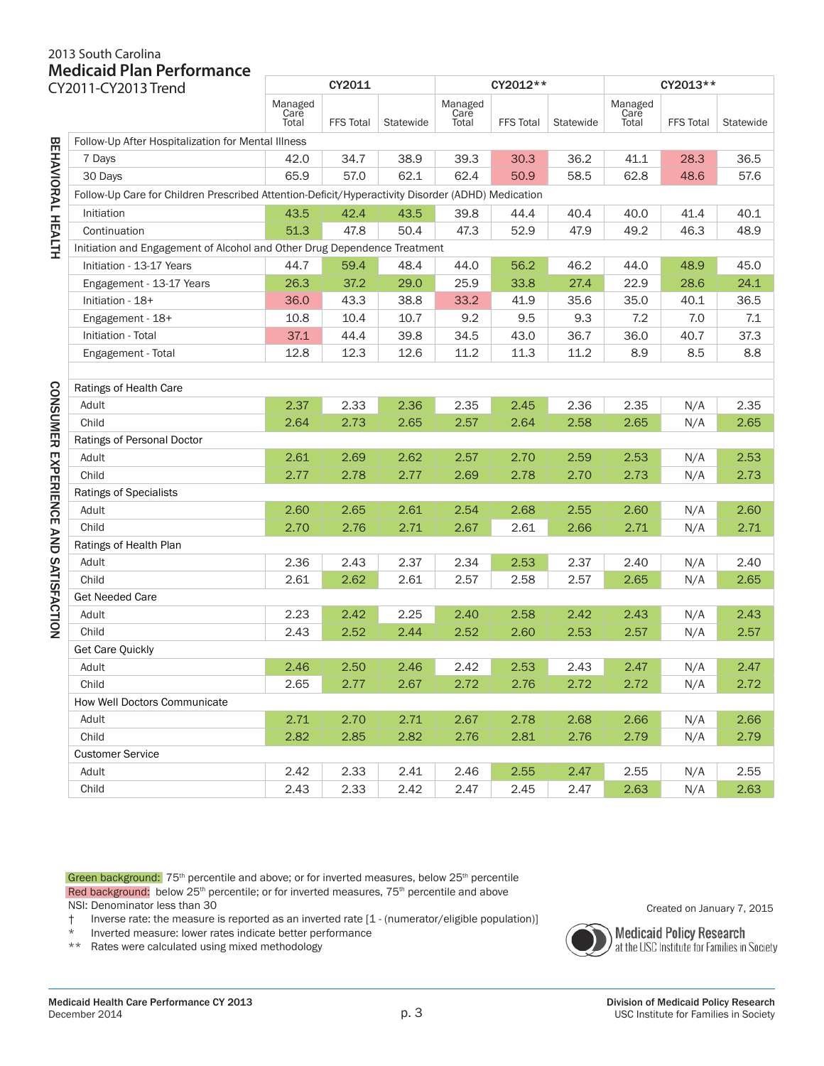2013 South Carolina

# Medicaid Plan Performance

CY2011-CY2013 Trend

| | | CY2011 | | | CY2012** | | | CY2013** | | |
|---|---|---|---|---|---|---|---|---|---|---|
| | | Managed Care Total | FFS Total | Statewide | Managed Care Total | FFS Total | Statewide | Managed Care Total | FFS Total | Statewide |
| BEHAVIORAL HEALTH | Follow-Up After Hospitalization for Mental Illness | | | | | | | | | |
| | 7 Days | 42.0 | 34.7 | 38.9 | 39.3 | 30.3 | 36.2 | 41.1 | 28.3 | 36.5 |
| | 30 Days | 65.9 | 57.0 | 62.1 | 62.4 | 50.9 | 58.5 | 62.8 | 48.6 | 57.6 |
| | Follow-Up Care for Children Prescribed Attention-Deficit/Hyperactivity Disorder (ADHD) Medication | | | | | | | | | |
| | Initiation | 43.5 | 42.4 | 43.5 | 39.8 | 44.4 | 40.4 | 40.0 | 41.4 | 40.1 |
| | Continuation | 51.3 | 47.8 | 50.4 | 47.3 | 52.9 | 47.9 | 49.2 | 46.3 | 48.9 |
| | Initiation and Engagement of Alcohol and Other Drug Dependence Treatment | | | | | | | | | |
| | Initiation - 13-17 Years | 44.7 | 59.4 | 48.4 | 44.0 | 56.2 | 46.2 | 44.0 | 48.9 | 45.0 |
| | Engagement - 13-17 Years | 26.3 | 37.2 | 29.0 | 25.9 | 33.8 | 27.4 | 22.9 | 28.6 | 24.1 |
| | Initiation - 18+ | 36.0 | 43.3 | 38.8 | 33.2 | 41.9 | 35.6 | 35.0 | 40.1 | 36.5 |
| | Engagement - 18+ | 10.8 | 10.4 | 10.7 | 9.2 | 9.5 | 9.3 | 7.2 | 7.0 | 7.1 |
| | Initiation - Total | 37.1 | 44.4 | 39.8 | 34.5 | 43.0 | 36.7 | 36.0 | 40.7 | 37.3 |
| | Engagement - Total | 12.8 | 12.3 | 12.6 | 11.2 | 11.3 | 11.2 | 8.9 | 8.5 | 8.8 |
| CONSUMER EXPERIENCE AND SATISFACTION | Ratings of Health Care | | | | | | | | | |
| | Adult | 2.37 | 2.33 | 2.36 | 2.35 | 2.45 | 2.36 | 2.35 | N/A | 2.35 |
| | Child | 2.64 | 2.73 | 2.65 | 2.57 | 2.64 | 2.58 | 2.65 | N/A | 2.65 |
| | Ratings of Personal Doctor | | | | | | | | | |
| | Adult | 2.61 | 2.69 | 2.62 | 2.57 | 2.70 | 2.59 | 2.53 | N/A | 2.53 |
| | Child | 2.77 | 2.78 | 2.77 | 2.69 | 2.78 | 2.70 | 2.73 | N/A | 2.73 |
| | Ratings of Specialists | | | | | | | | | |
| | Adult | 2.60 | 2.65 | 2.61 | 2.54 | 2.68 | 2.55 | 2.60 | N/A | 2.60 |
| | Child | 2.70 | 2.76 | 2.71 | 2.67 | 2.61 | 2.66 | 2.71 | N/A | 2.71 |
| | Ratings of Health Plan | | | | | | | | | |
| | Adult | 2.36 | 2.43 | 2.37 | 2.34 | 2.53 | 2.37 | 2.40 | N/A | 2.40 |
| | Child | 2.61 | 2.62 | 2.61 | 2.57 | 2.58 | 2.57 | 2.65 | N/A | 2.65 |
| | Get Needed Care | | | | | | | | | |
| | Adult | 2.23 | 2.42 | 2.25 | 2.40 | 2.58 | 2.42 | 2.43 | N/A | 2.43 |
| | Child | 2.43 | 2.52 | 2.44 | 2.52 | 2.60 | 2.53 | 2.57 | N/A | 2.57 |
| | Get Care Quickly | | | | | | | | | |
| | Adult | 2.46 | 2.50 | 2.46 | 2.42 | 2.53 | 2.43 | 2.47 | N/A | 2.47 |
| | Child | 2.65 | 2.77 | 2.67 | 2.72 | 2.76 | 2.72 | 2.72 | N/A | 2.72 |
| | How Well Doctors Communicate | | | | | | | | | |
| | Adult | 2.71 | 2.70 | 2.71 | 2.67 | 2.78 | 2.68 | 2.66 | N/A | 2.66 |
| | Child | 2.82 | 2.85 | 2.82 | 2.76 | 2.81 | 2.76 | 2.79 | N/A | 2.79 |
| | Customer Service | | | | | | | | | |
| | Adult | 2.42 | 2.33 | 2.41 | 2.46 | 2.55 | 2.47 | 2.55 | N/A | 2.55 |
| | Child | 2.43 | 2.33 | 2.42 | 2.47 | 2.45 | 2.47 | 2.63 | N/A | 2.63 |

Green background: 75th percentile and above; or for inverted measures, below 25th percentile
Red background: below 25th percentile; or for inverted measures, 75th percentile and above
NSI: Denominator less than 30
† Inverse rate: the measure is reported as an inverted rate [1 - (numerator/eligible population)]
* Inverted measure: lower rates indicate better performance
** Rates were calculated using mixed methodology

Created on January 7, 2015

Medicaid Policy Research at the USC Institute for Families in Society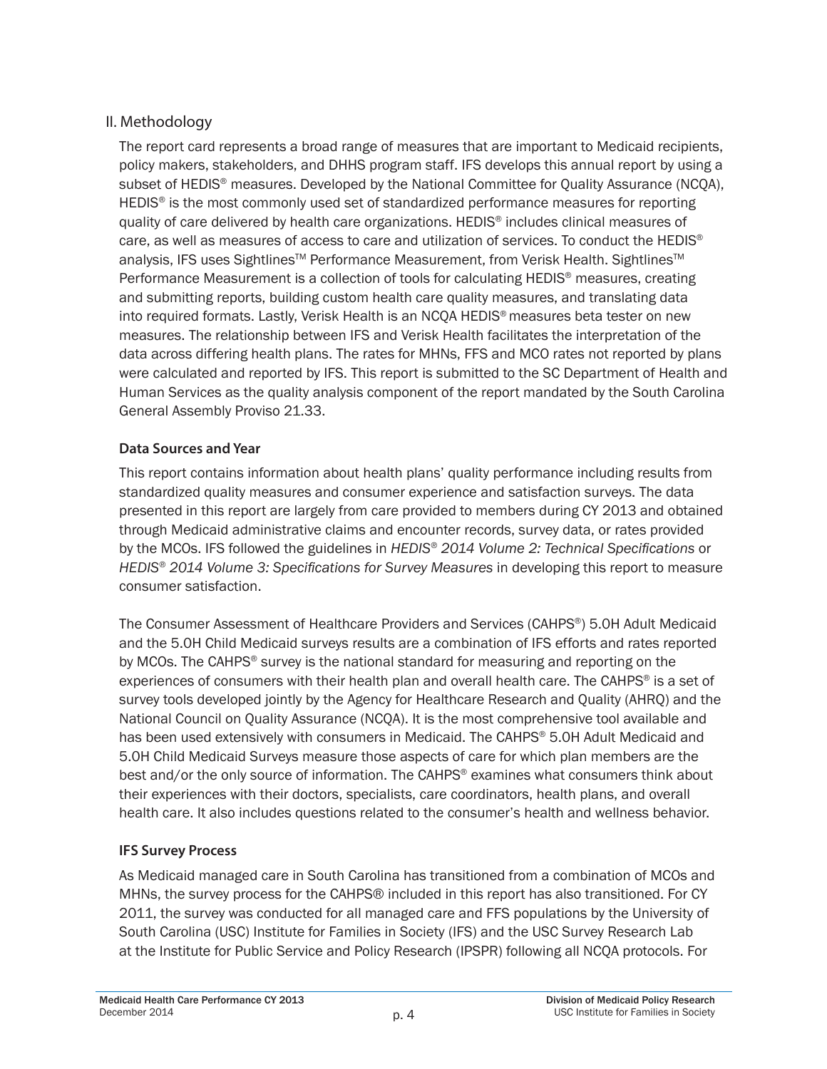## II. Methodology

The report card represents a broad range of measures that are important to Medicaid recipients, policy makers, stakeholders, and DHHS program staff. IFS develops this annual report by using a subset of HEDIS® measures. Developed by the National Committee for Quality Assurance (NCQA), HEDIS® is the most commonly used set of standardized performance measures for reporting quality of care delivered by health care organizations. HEDIS® includes clinical measures of care, as well as measures of access to care and utilization of services. To conduct the HEDIS® analysis, IFS uses Sightlines™ Performance Measurement, from Verisk Health. Sightlines™ Performance Measurement is a collection of tools for calculating HEDIS® measures, creating and submitting reports, building custom health care quality measures, and translating data into required formats. Lastly, Verisk Health is an NCQA HEDIS® measures beta tester on new measures. The relationship between IFS and Verisk Health facilitates the interpretation of the data across differing health plans. The rates for MHNs, FFS and MCO rates not reported by plans were calculated and reported by IFS. This report is submitted to the SC Department of Health and Human Services as the quality analysis component of the report mandated by the South Carolina General Assembly Proviso 21.33.

### Data Sources and Year

This report contains information about health plans' quality performance including results from standardized quality measures and consumer experience and satisfaction surveys. The data presented in this report are largely from care provided to members during CY 2013 and obtained through Medicaid administrative claims and encounter records, survey data, or rates provided by the MCOs. IFS followed the guidelines in *HEDIS® 2014 Volume 2: Technical Specifications* or *HEDIS® 2014 Volume 3: Specifications for Survey Measures* in developing this report to measure consumer satisfaction.

The Consumer Assessment of Healthcare Providers and Services (CAHPS®) 5.0H Adult Medicaid and the 5.0H Child Medicaid surveys results are a combination of IFS efforts and rates reported by MCOs. The CAHPS® survey is the national standard for measuring and reporting on the experiences of consumers with their health plan and overall health care. The CAHPS® is a set of survey tools developed jointly by the Agency for Healthcare Research and Quality (AHRQ) and the National Council on Quality Assurance (NCQA). It is the most comprehensive tool available and has been used extensively with consumers in Medicaid. The CAHPS® 5.0H Adult Medicaid and 5.0H Child Medicaid Surveys measure those aspects of care for which plan members are the best and/or the only source of information. The CAHPS® examines what consumers think about their experiences with their doctors, specialists, care coordinators, health plans, and overall health care. It also includes questions related to the consumer's health and wellness behavior.

### IFS Survey Process

As Medicaid managed care in South Carolina has transitioned from a combination of MCOs and MHNs, the survey process for the CAHPS® included in this report has also transitioned. For CY 2011, the survey was conducted for all managed care and FFS populations by the University of South Carolina (USC) Institute for Families in Society (IFS) and the USC Survey Research Lab at the Institute for Public Service and Policy Research (IPSPR) following all NCQA protocols. For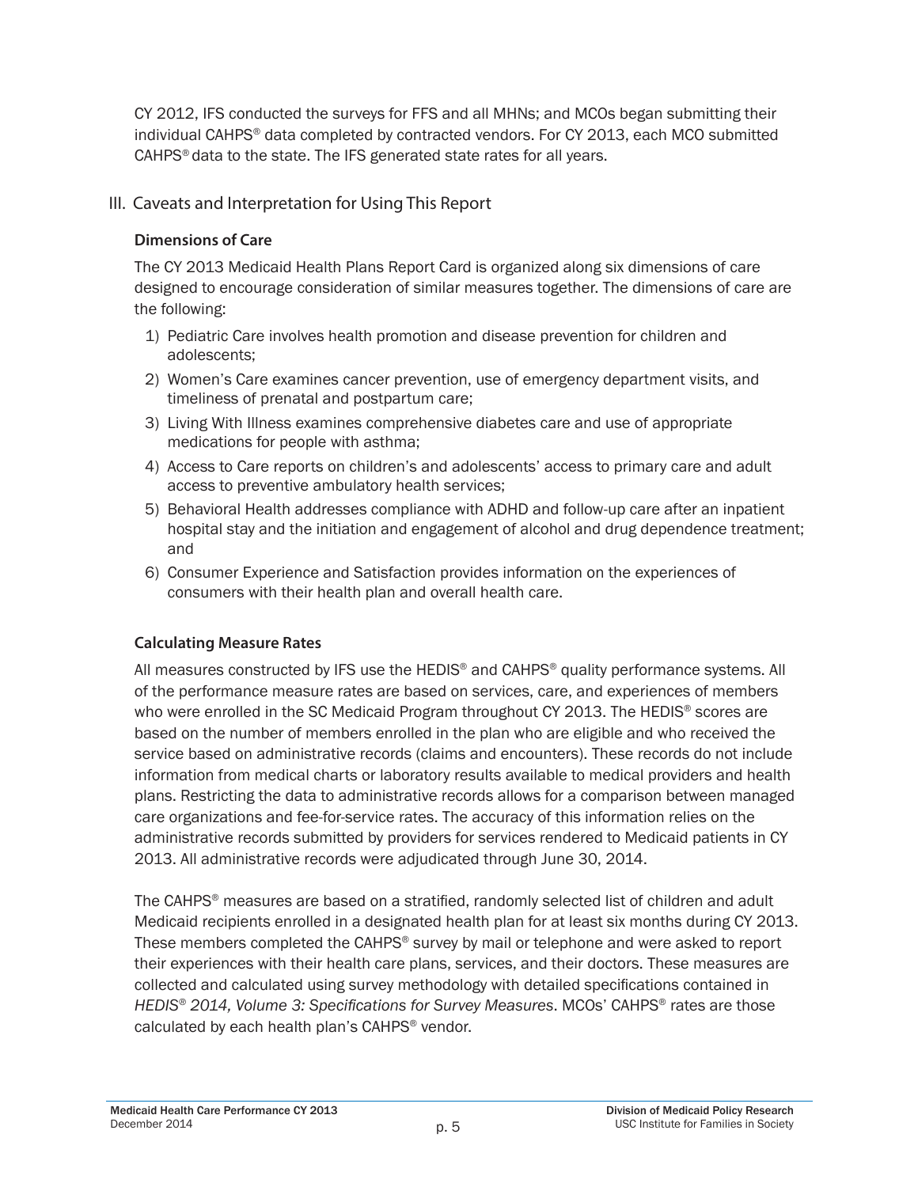CY 2012, IFS conducted the surveys for FFS and all MHNs; and MCOs began submitting their individual CAHPS® data completed by contracted vendors. For CY 2013, each MCO submitted CAHPS® data to the state. The IFS generated state rates for all years.

## III. Caveats and Interpretation for Using This Report

### Dimensions of Care

The CY 2013 Medicaid Health Plans Report Card is organized along six dimensions of care designed to encourage consideration of similar measures together. The dimensions of care are the following:

1) Pediatric Care involves health promotion and disease prevention for children and adolescents;
2) Women's Care examines cancer prevention, use of emergency department visits, and timeliness of prenatal and postpartum care;
3) Living With Illness examines comprehensive diabetes care and use of appropriate medications for people with asthma;
4) Access to Care reports on children's and adolescents' access to primary care and adult access to preventive ambulatory health services;
5) Behavioral Health addresses compliance with ADHD and follow-up care after an inpatient hospital stay and the initiation and engagement of alcohol and drug dependence treatment; and
6) Consumer Experience and Satisfaction provides information on the experiences of consumers with their health plan and overall health care.

### Calculating Measure Rates

All measures constructed by IFS use the HEDIS® and CAHPS® quality performance systems. All of the performance measure rates are based on services, care, and experiences of members who were enrolled in the SC Medicaid Program throughout CY 2013. The HEDIS® scores are based on the number of members enrolled in the plan who are eligible and who received the service based on administrative records (claims and encounters). These records do not include information from medical charts or laboratory results available to medical providers and health plans. Restricting the data to administrative records allows for a comparison between managed care organizations and fee-for-service rates. The accuracy of this information relies on the administrative records submitted by providers for services rendered to Medicaid patients in CY 2013. All administrative records were adjudicated through June 30, 2014.

The CAHPS® measures are based on a stratified, randomly selected list of children and adult Medicaid recipients enrolled in a designated health plan for at least six months during CY 2013. These members completed the CAHPS® survey by mail or telephone and were asked to report their experiences with their health care plans, services, and their doctors. These measures are collected and calculated using survey methodology with detailed specifications contained in *HEDIS® 2014, Volume 3: Specifications for Survey Measures*. MCOs' CAHPS® rates are those calculated by each health plan's CAHPS® vendor.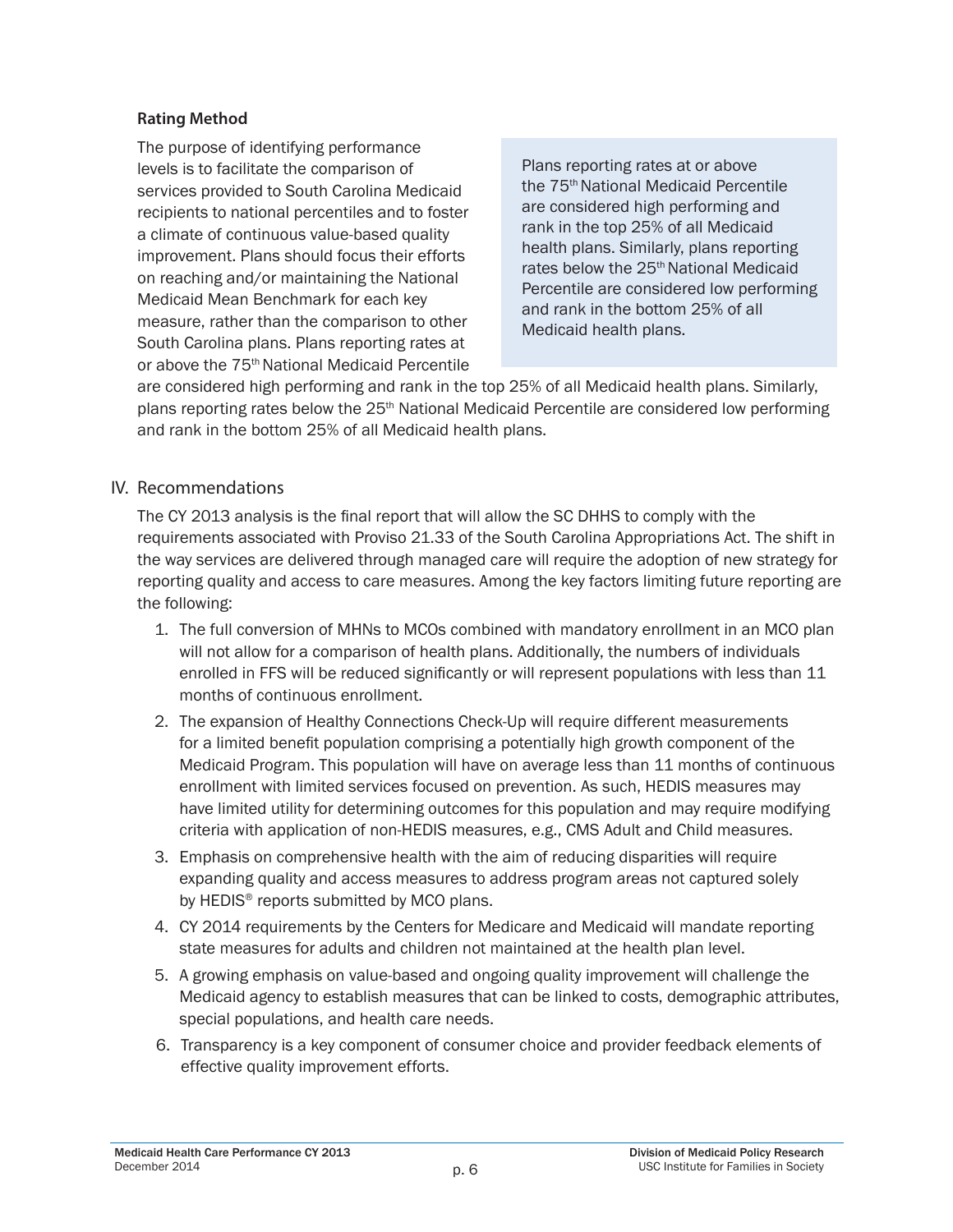### Rating Method

The purpose of identifying performance levels is to facilitate the comparison of services provided to South Carolina Medicaid recipients to national percentiles and to foster a climate of continuous value-based quality improvement. Plans should focus their efforts on reaching and/or maintaining the National Medicaid Mean Benchmark for each key measure, rather than the comparison to other South Carolina plans. Plans reporting rates at or above the 75th National Medicaid Percentile are considered high performing and rank in the top 25% of all Medicaid health plans. Similarly, plans reporting rates below the 25th National Medicaid Percentile are considered low performing and rank in the bottom 25% of all Medicaid health plans.

> Plans reporting rates at or above the 75th National Medicaid Percentile are considered high performing and rank in the top 25% of all Medicaid health plans. Similarly, plans reporting rates below the 25th National Medicaid Percentile are considered low performing and rank in the bottom 25% of all Medicaid health plans.

## IV. Recommendations

The CY 2013 analysis is the final report that will allow the SC DHHS to comply with the requirements associated with Proviso 21.33 of the South Carolina Appropriations Act. The shift in the way services are delivered through managed care will require the adoption of new strategy for reporting quality and access to care measures. Among the key factors limiting future reporting are the following:

1. The full conversion of MHNs to MCOs combined with mandatory enrollment in an MCO plan will not allow for a comparison of health plans. Additionally, the numbers of individuals enrolled in FFS will be reduced significantly or will represent populations with less than 11 months of continuous enrollment.
2. The expansion of Healthy Connections Check-Up will require different measurements for a limited benefit population comprising a potentially high growth component of the Medicaid Program. This population will have on average less than 11 months of continuous enrollment with limited services focused on prevention. As such, HEDIS measures may have limited utility for determining outcomes for this population and may require modifying criteria with application of non-HEDIS measures, e.g., CMS Adult and Child measures.
3. Emphasis on comprehensive health with the aim of reducing disparities will require expanding quality and access measures to address program areas not captured solely by HEDIS® reports submitted by MCO plans.
4. CY 2014 requirements by the Centers for Medicare and Medicaid will mandate reporting state measures for adults and children not maintained at the health plan level.
5. A growing emphasis on value-based and ongoing quality improvement will challenge the Medicaid agency to establish measures that can be linked to costs, demographic attributes, special populations, and health care needs.
6. Transparency is a key component of consumer choice and provider feedback elements of effective quality improvement efforts.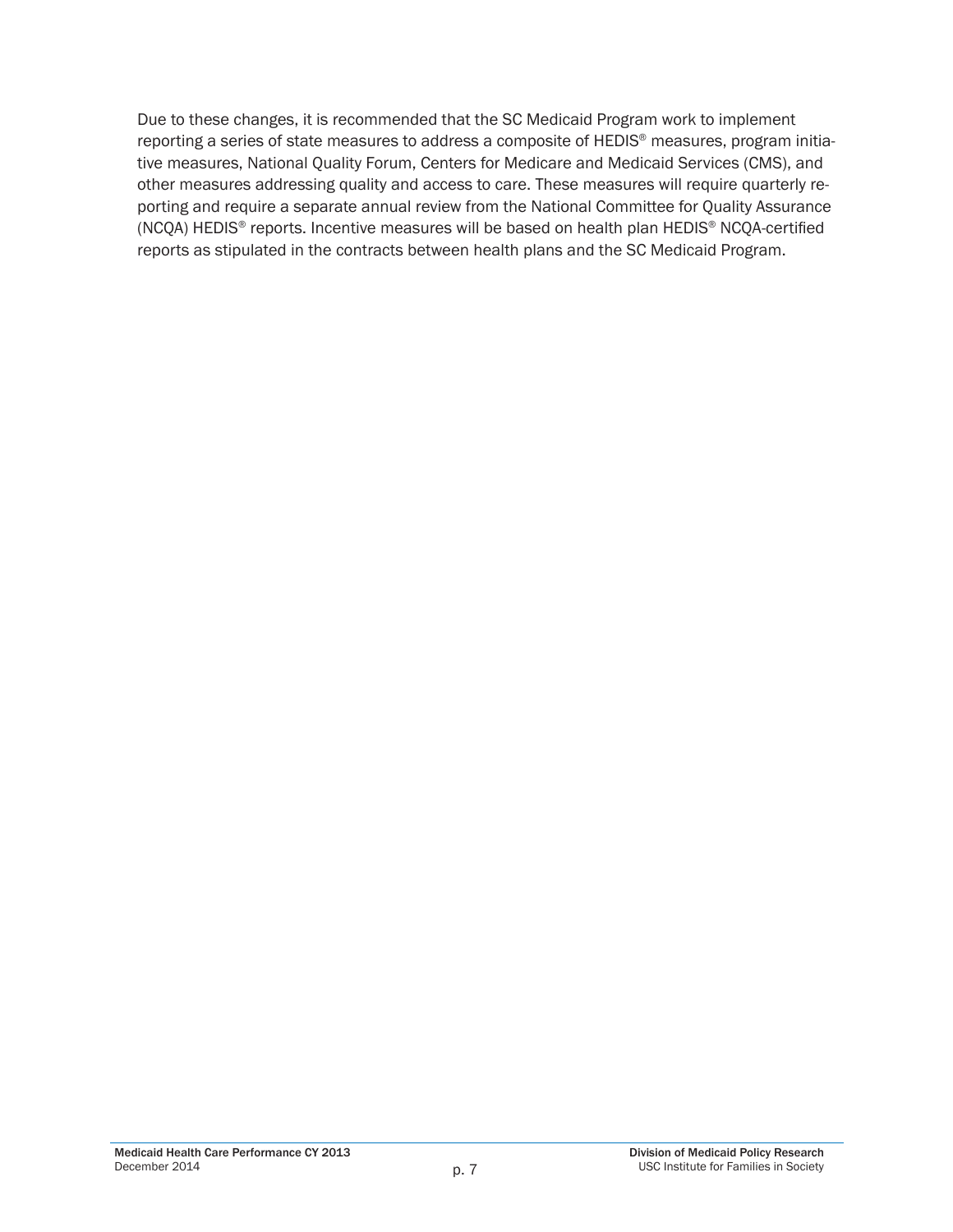Due to these changes, it is recommended that the SC Medicaid Program work to implement reporting a series of state measures to address a composite of HEDIS® measures, program initiative measures, National Quality Forum, Centers for Medicare and Medicaid Services (CMS), and other measures addressing quality and access to care. These measures will require quarterly reporting and require a separate annual review from the National Committee for Quality Assurance (NCQA) HEDIS® reports. Incentive measures will be based on health plan HEDIS® NCQA-certified reports as stipulated in the contracts between health plans and the SC Medicaid Program.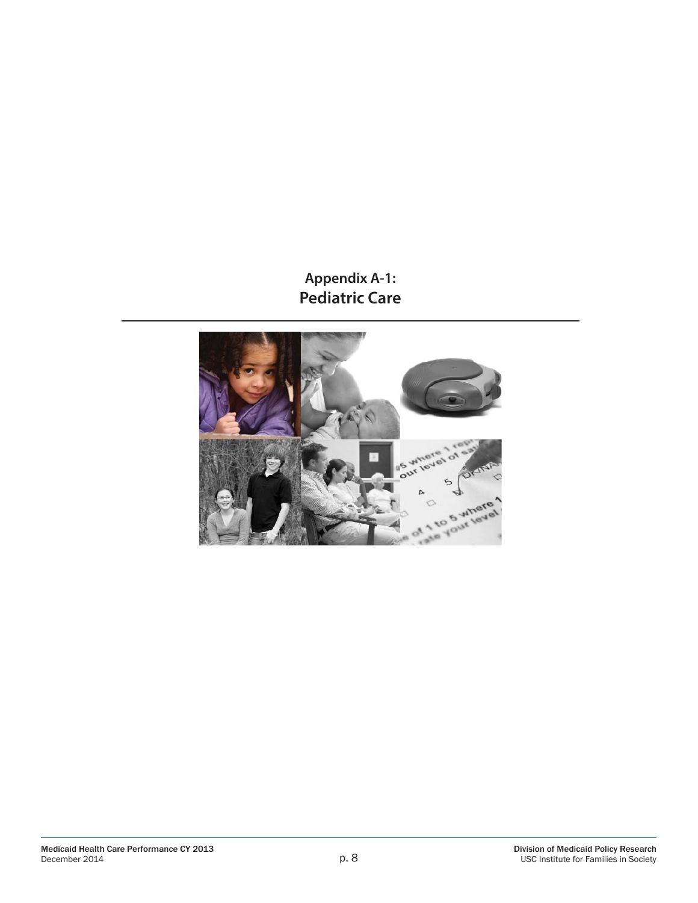# Appendix A-1:
# Pediatric Care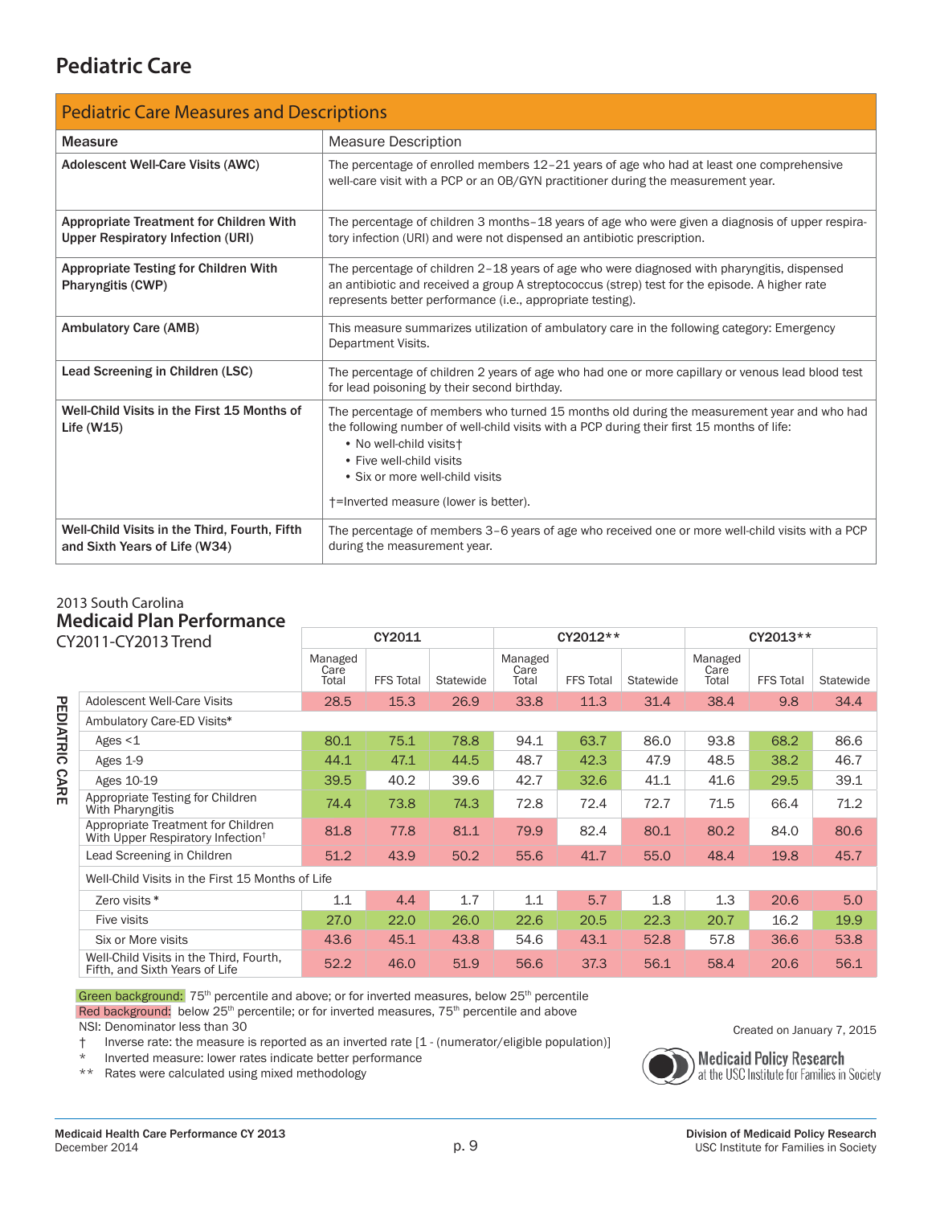# Pediatric Care

| Pediatric Care Measures and Descriptions | |
|---|---|
| **Measure** | **Measure Description** |
| **Adolescent Well-Care Visits (AWC)** | The percentage of enrolled members 12–21 years of age who had at least one comprehensive well-care visit with a PCP or an OB/GYN practitioner during the measurement year. |
| **Appropriate Treatment for Children With Upper Respiratory Infection (URI)** | The percentage of children 3 months–18 years of age who were given a diagnosis of upper respiratory infection (URI) and were not dispensed an antibiotic prescription. |
| **Appropriate Testing for Children With Pharyngitis (CWP)** | The percentage of children 2–18 years of age who were diagnosed with pharyngitis, dispensed an antibiotic and received a group A streptococcus (strep) test for the episode. A higher rate represents better performance (i.e., appropriate testing). |
| **Ambulatory Care (AMB)** | This measure summarizes utilization of ambulatory care in the following category: Emergency Department Visits. |
| **Lead Screening in Children (LSC)** | The percentage of children 2 years of age who had one or more capillary or venous lead blood test for lead poisoning by their second birthday. |
| **Well-Child Visits in the First 15 Months of Life (W15)** | The percentage of members who turned 15 months old during the measurement year and who had the following number of well-child visits with a PCP during their first 15 months of life:<br>• No well-child visits†<br>• Five well-child visits<br>• Six or more well-child visits<br><br>†=Inverted measure (lower is better). |
| **Well-Child Visits in the Third, Fourth, Fifth and Sixth Years of Life (W34)** | The percentage of members 3–6 years of age who received one or more well-child visits with a PCP during the measurement year. |

2013 South Carolina
## Medicaid Plan Performance
CY2011-CY2013 Trend

**PEDIATRIC CARE**

| | CY2011 | | | CY2012** | | | CY2013** | | |
|---|---|---|---|---|---|---|---|---|---|
| | Managed Care Total | FFS Total | Statewide | Managed Care Total | FFS Total | Statewide | Managed Care Total | FFS Total | Statewide |
| Adolescent Well-Care Visits | 28.5 | 15.3 | 26.9 | 33.8 | 11.3 | 31.4 | 38.4 | 9.8 | 34.4 |
| Ambulatory Care-ED Visits* | | | | | | | | | |
| Ages <1 | 80.1 | 75.1 | 78.8 | 94.1 | 63.7 | 86.0 | 93.8 | 68.2 | 86.6 |
| Ages 1-9 | 44.1 | 47.1 | 44.5 | 48.7 | 42.3 | 47.9 | 48.5 | 38.2 | 46.7 |
| Ages 10-19 | 39.5 | 40.2 | 39.6 | 42.7 | 32.6 | 41.1 | 41.6 | 29.5 | 39.1 |
| Appropriate Testing for Children With Pharyngitis | 74.4 | 73.8 | 74.3 | 72.8 | 72.4 | 72.7 | 71.5 | 66.4 | 71.2 |
| Appropriate Treatment for Children With Upper Respiratory Infection† | 81.8 | 77.8 | 81.1 | 79.9 | 82.4 | 80.1 | 80.2 | 84.0 | 80.6 |
| Lead Screening in Children | 51.2 | 43.9 | 50.2 | 55.6 | 41.7 | 55.0 | 48.4 | 19.8 | 45.7 |
| Well-Child Visits in the First 15 Months of Life | | | | | | | | | |
| Zero visits * | 1.1 | 4.4 | 1.7 | 1.1 | 5.7 | 1.8 | 1.3 | 20.6 | 5.0 |
| Five visits | 27.0 | 22.0 | 26.0 | 22.6 | 20.5 | 22.3 | 20.7 | 16.2 | 19.9 |
| Six or More visits | 43.6 | 45.1 | 43.8 | 54.6 | 43.1 | 52.8 | 57.8 | 36.6 | 53.8 |
| Well-Child Visits in the Third, Fourth, Fifth, and Sixth Years of Life | 52.2 | 46.0 | 51.9 | 56.6 | 37.3 | 56.1 | 58.4 | 20.6 | 56.1 |

Green background: 75th percentile and above; or for inverted measures, below 25th percentile
Red background: below 25th percentile; or for inverted measures, 75th percentile and above
NSI: Denominator less than 30
† Inverse rate: the measure is reported as an inverted rate [1 - (numerator/eligible population)]
\* Inverted measure: lower rates indicate better performance
\*\* Rates were calculated using mixed methodology

Created on January 7, 2015

Medicaid Policy Research at the USC Institute for Families in Society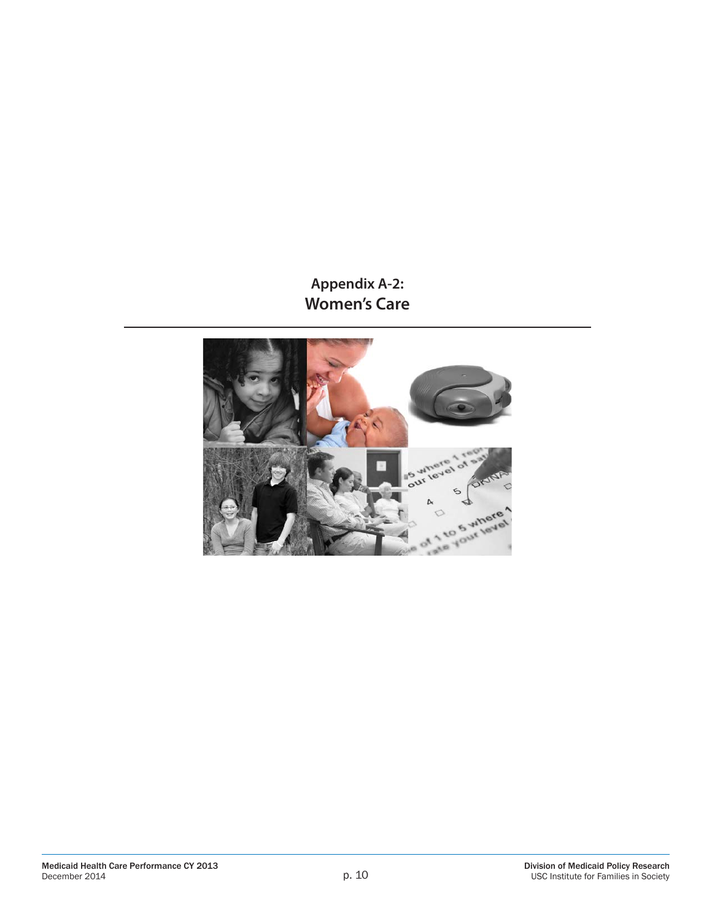# Appendix A-2:
# Women's Care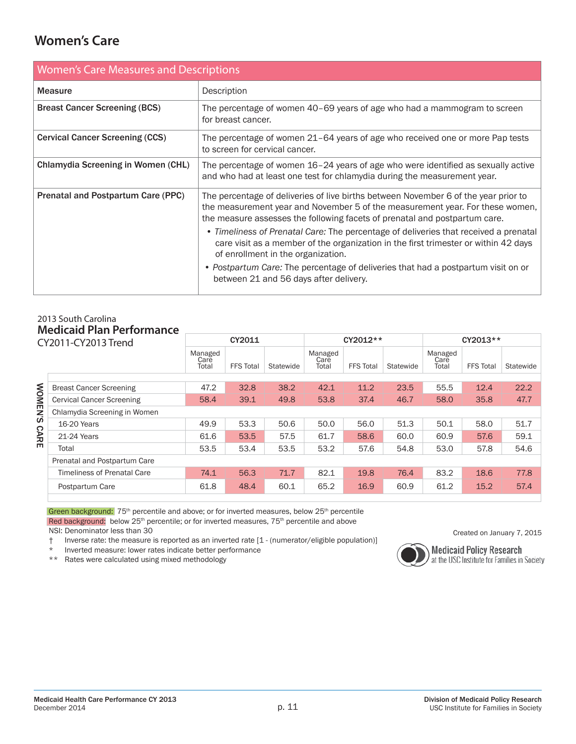# Women's Care

| Women's Care Measures and Descriptions | |
|---|---|
| **Measure** | Description |
| **Breast Cancer Screening (BCS)** | The percentage of women 40–69 years of age who had a mammogram to screen for breast cancer. |
| **Cervical Cancer Screening (CCS)** | The percentage of women 21–64 years of age who received one or more Pap tests to screen for cervical cancer. |
| **Chlamydia Screening in Women (CHL)** | The percentage of women 16–24 years of age who were identified as sexually active and who had at least one test for chlamydia during the measurement year. |
| **Prenatal and Postpartum Care (PPC)** | The percentage of deliveries of live births between November 6 of the year prior to the measurement year and November 5 of the measurement year. For these women, the measure assesses the following facets of prenatal and postpartum care. • *Timeliness of Prenatal Care:* The percentage of deliveries that received a prenatal care visit as a member of the organization in the first trimester or within 42 days of enrollment in the organization. • *Postpartum Care:* The percentage of deliveries that had a postpartum visit on or between 21 and 56 days after delivery. |

2013 South Carolina
**Medicaid Plan Performance**
CY2011-CY2013 Trend

**WOMEN'S CARE**

| | CY2011 | | | CY2012** | | | CY2013** | | |
|---|---|---|---|---|---|---|---|---|---|
| | Managed Care Total | FFS Total | Statewide | Managed Care Total | FFS Total | Statewide | Managed Care Total | FFS Total | Statewide |
| Breast Cancer Screening | 47.2 | 32.8 | 38.2 | 42.1 | 11.2 | 23.5 | 55.5 | 12.4 | 22.2 |
| Cervical Cancer Screening | 58.4 | 39.1 | 49.8 | 53.8 | 37.4 | 46.7 | 58.0 | 35.8 | 47.7 |
| Chlamydia Screening in Women | | | | | | | | | |
| 16-20 Years | 49.9 | 53.3 | 50.6 | 50.0 | 56.0 | 51.3 | 50.1 | 58.0 | 51.7 |
| 21-24 Years | 61.6 | 53.5 | 57.5 | 61.7 | 58.6 | 60.0 | 60.9 | 57.6 | 59.1 |
| Total | 53.5 | 53.4 | 53.5 | 53.2 | 57.6 | 54.8 | 53.0 | 57.8 | 54.6 |
| Prenatal and Postpartum Care | | | | | | | | | |
| Timeliness of Prenatal Care | 74.1 | 56.3 | 71.7 | 82.1 | 19.8 | 76.4 | 83.2 | 18.6 | 77.8 |
| Postpartum Care | 61.8 | 48.4 | 60.1 | 65.2 | 16.9 | 60.9 | 61.2 | 15.2 | 57.4 |

Green background: 75th percentile and above; or for inverted measures, below 25th percentile
Red background: below 25th percentile; or for inverted measures, 75th percentile and above
NSI: Denominator less than 30
† Inverse rate: the measure is reported as an inverted rate [1 - (numerator/eligible population)]
\* Inverted measure: lower rates indicate better performance
** Rates were calculated using mixed methodology

Created on January 7, 2015

Medicaid Policy Research at the USC Institute for Families in Society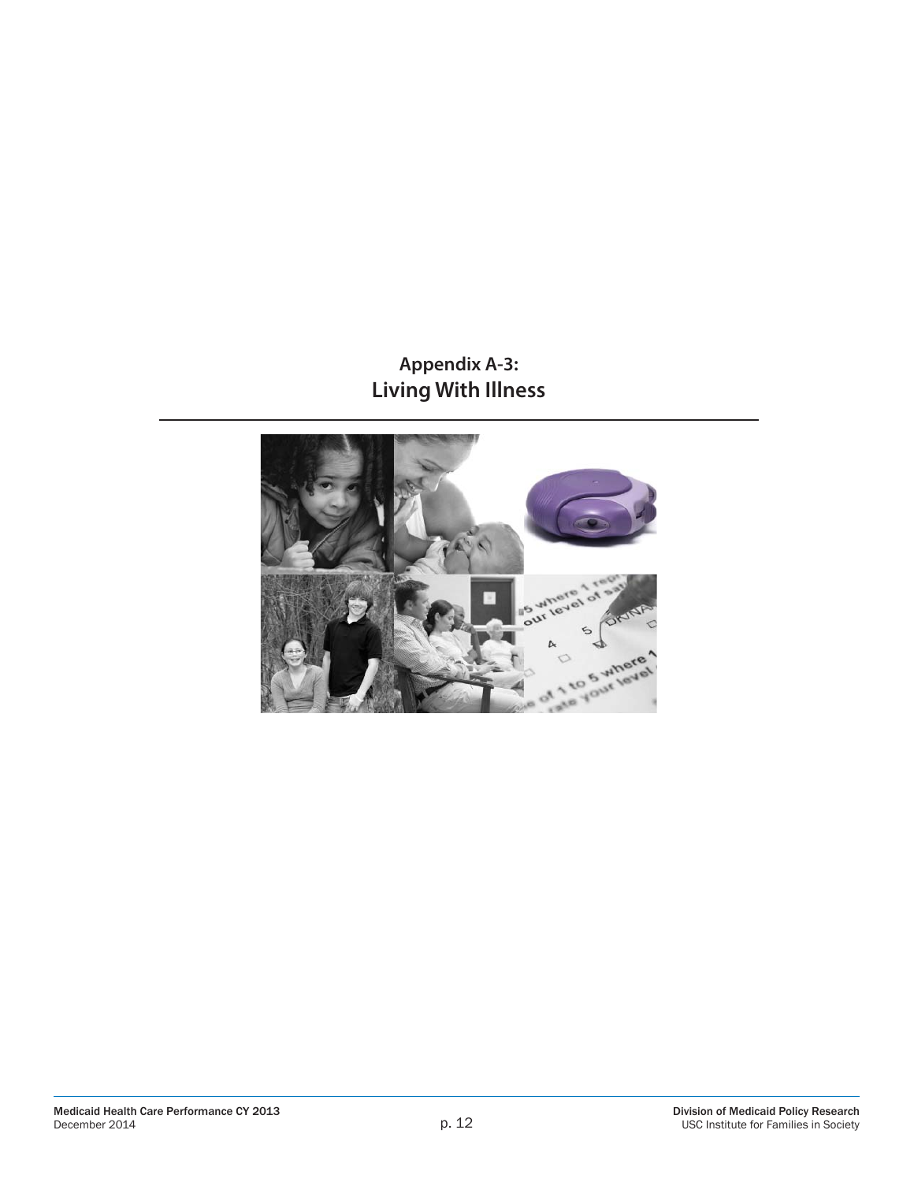## Appendix A-3:
## Living With Illness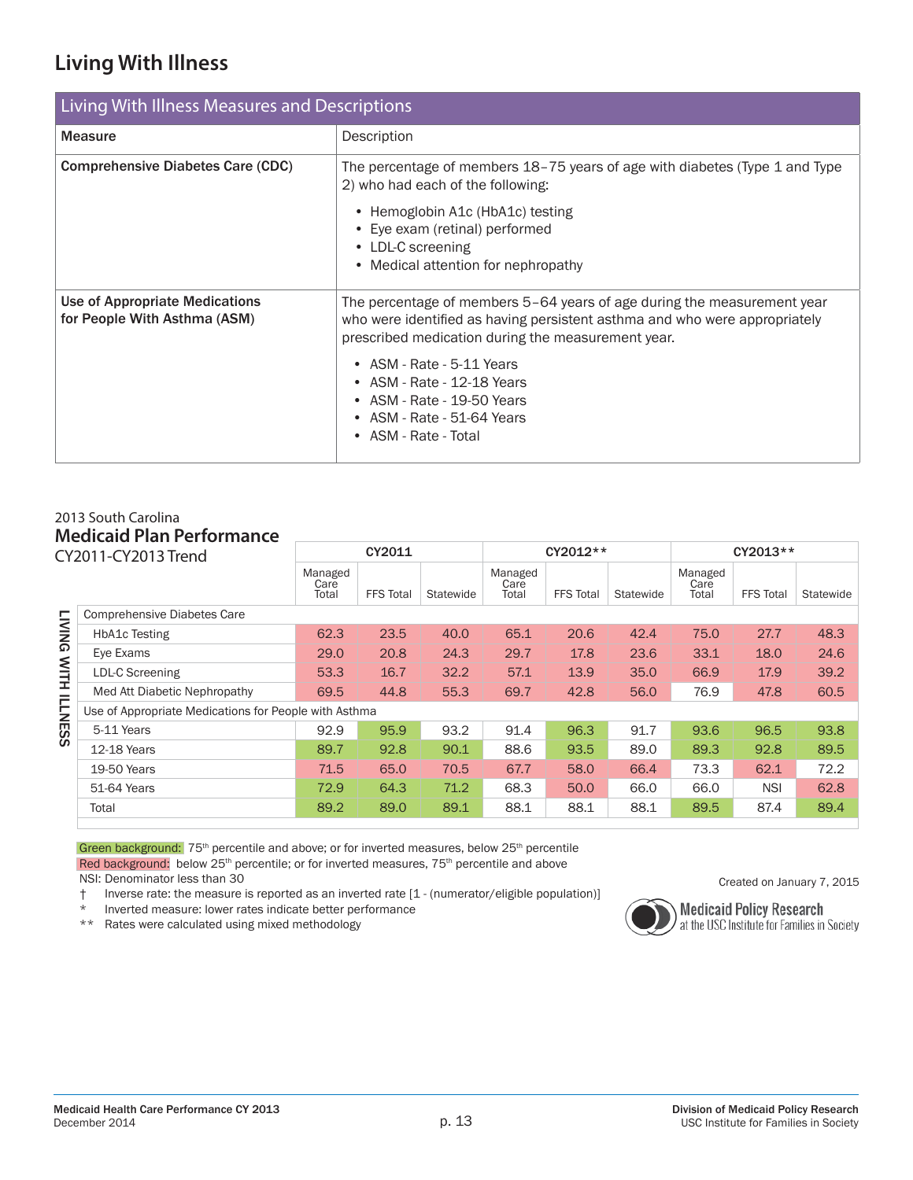## Living With Illness

| Living With Illness Measures and Descriptions | |
|---|---|
| **Measure** | Description |
| **Comprehensive Diabetes Care (CDC)** | The percentage of members 18–75 years of age with diabetes (Type 1 and Type 2) who had each of the following:<br>• Hemoglobin A1c (HbA1c) testing<br>• Eye exam (retinal) performed<br>• LDL-C screening<br>• Medical attention for nephropathy |
| **Use of Appropriate Medications for People With Asthma (ASM)** | The percentage of members 5–64 years of age during the measurement year who were identified as having persistent asthma and who were appropriately prescribed medication during the measurement year.<br>• ASM - Rate - 5-11 Years<br>• ASM - Rate - 12-18 Years<br>• ASM - Rate - 19-50 Years<br>• ASM - Rate - 51-64 Years<br>• ASM - Rate - Total |

2013 South Carolina
### Medicaid Plan Performance
CY2011-CY2013 Trend

| LIVING WITH ILLNESS | CY2011 | | | CY2012** | | | CY2013** | | |
|---|---|---|---|---|---|---|---|---|---|
| | Managed Care Total | FFS Total | Statewide | Managed Care Total | FFS Total | Statewide | Managed Care Total | FFS Total | Statewide |
| Comprehensive Diabetes Care | | | | | | | | | |
| HbA1c Testing | 62.3 | 23.5 | 40.0 | 65.1 | 20.6 | 42.4 | 75.0 | 27.7 | 48.3 |
| Eye Exams | 29.0 | 20.8 | 24.3 | 29.7 | 17.8 | 23.6 | 33.1 | 18.0 | 24.6 |
| LDL-C Screening | 53.3 | 16.7 | 32.2 | 57.1 | 13.9 | 35.0 | 66.9 | 17.9 | 39.2 |
| Med Att Diabetic Nephropathy | 69.5 | 44.8 | 55.3 | 69.7 | 42.8 | 56.0 | 76.9 | 47.8 | 60.5 |
| Use of Appropriate Medications for People with Asthma | | | | | | | | | |
| 5-11 Years | 92.9 | 95.9 | 93.2 | 91.4 | 96.3 | 91.7 | 93.6 | 96.5 | 93.8 |
| 12-18 Years | 89.7 | 92.8 | 90.1 | 88.6 | 93.5 | 89.0 | 89.3 | 92.8 | 89.5 |
| 19-50 Years | 71.5 | 65.0 | 70.5 | 67.7 | 58.0 | 66.4 | 73.3 | 62.1 | 72.2 |
| 51-64 Years | 72.9 | 64.3 | 71.2 | 68.3 | 50.0 | 66.0 | 66.0 | NSI | 62.8 |
| Total | 89.2 | 89.0 | 89.1 | 88.1 | 88.1 | 88.1 | 89.5 | 87.4 | 89.4 |

Green background: 75th percentile and above; or for inverted measures, below 25th percentile
Red background: below 25th percentile; or for inverted measures, 75th percentile and above
NSI: Denominator less than 30
† Inverse rate: the measure is reported as an inverted rate [1 - (numerator/eligible population)]
* Inverted measure: lower rates indicate better performance
** Rates were calculated using mixed methodology

Created on January 7, 2015

Medicaid Policy Research at the USC Institute for Families in Society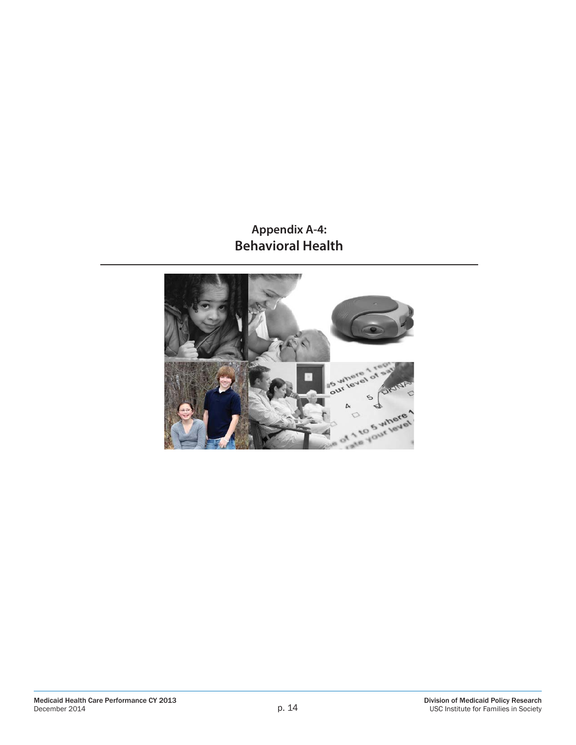# Appendix A-4:
# Behavioral Health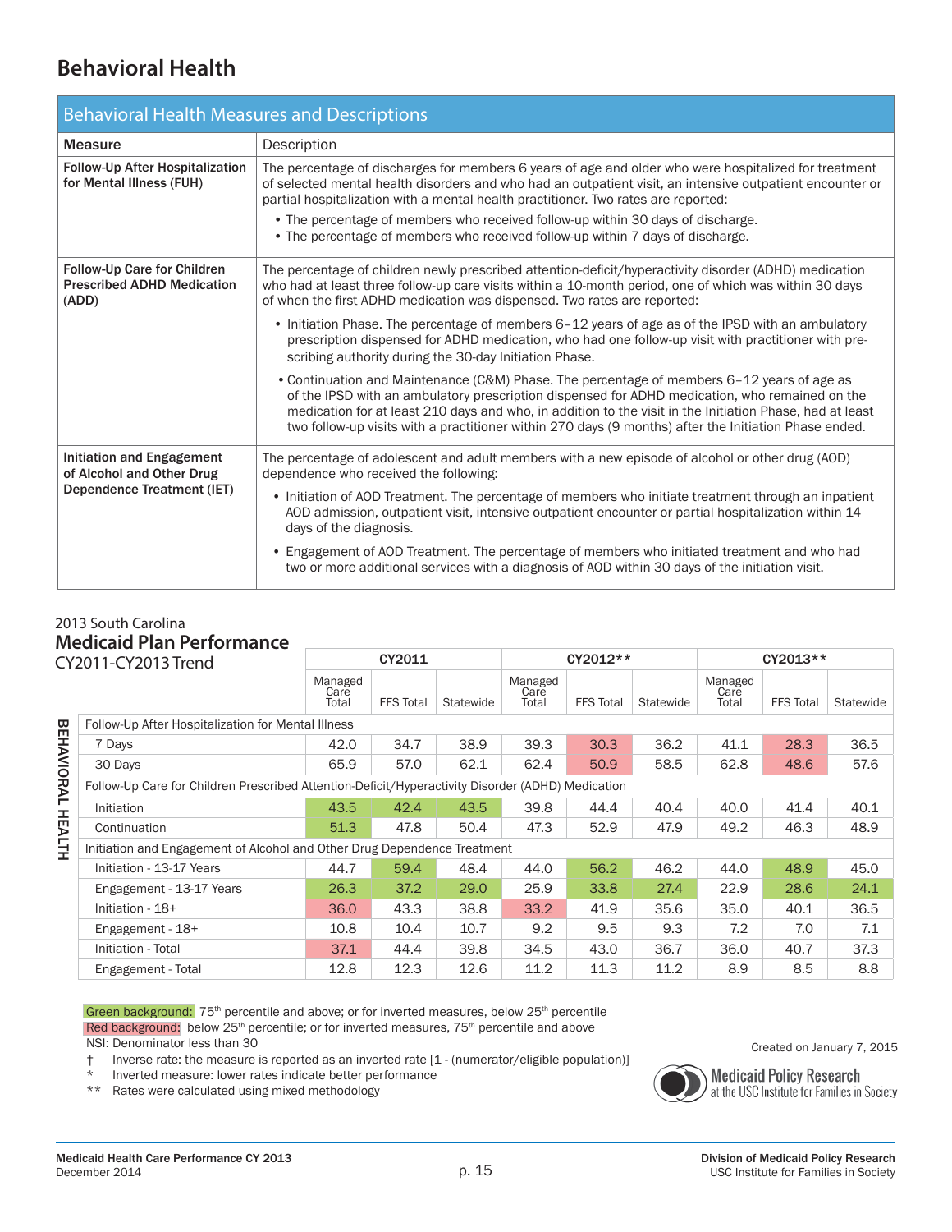# Behavioral Health

## Behavioral Health Measures and Descriptions

| Measure | Description |
|---|---|
| **Follow-Up After Hospitalization for Mental Illness (FUH)** | The percentage of discharges for members 6 years of age and older who were hospitalized for treatment of selected mental health disorders and who had an outpatient visit, an intensive outpatient encounter or partial hospitalization with a mental health practitioner. Two rates are reported:<br>• The percentage of members who received follow-up within 30 days of discharge.<br>• The percentage of members who received follow-up within 7 days of discharge. |
| **Follow-Up Care for Children Prescribed ADHD Medication (ADD)** | The percentage of children newly prescribed attention-deficit/hyperactivity disorder (ADHD) medication who had at least three follow-up care visits within a 10-month period, one of which was within 30 days of when the first ADHD medication was dispensed. Two rates are reported:<br>• Initiation Phase. The percentage of members 6–12 years of age as of the IPSD with an ambulatory prescription dispensed for ADHD medication, who had one follow-up visit with practitioner with prescribing authority during the 30-day Initiation Phase.<br>• Continuation and Maintenance (C&M) Phase. The percentage of members 6–12 years of age as of the IPSD with an ambulatory prescription dispensed for ADHD medication, who remained on the medication for at least 210 days and who, in addition to the visit in the Initiation Phase, had at least two follow-up visits with a practitioner within 270 days (9 months) after the Initiation Phase ended. |
| **Initiation and Engagement of Alcohol and Other Drug Dependence Treatment (IET)** | The percentage of adolescent and adult members with a new episode of alcohol or other drug (AOD) dependence who received the following:<br>• Initiation of AOD Treatment. The percentage of members who initiate treatment through an inpatient AOD admission, outpatient visit, intensive outpatient encounter or partial hospitalization within 14 days of the diagnosis.<br>• Engagement of AOD Treatment. The percentage of members who initiated treatment and who had two or more additional services with a diagnosis of AOD within 30 days of the initiation visit. |

2013 South Carolina
### Medicaid Plan Performance
CY2011-CY2013 Trend

**BEHAVIORAL HEALTH**

| | CY2011 | | | CY2012** | | | CY2013** | | |
|---|---|---|---|---|---|---|---|---|---|
| | Managed Care Total | FFS Total | Statewide | Managed Care Total | FFS Total | Statewide | Managed Care Total | FFS Total | Statewide |
| Follow-Up After Hospitalization for Mental Illness | | | | | | | | | |
| 7 Days | 42.0 | 34.7 | 38.9 | 39.3 | 30.3 | 36.2 | 41.1 | 28.3 | 36.5 |
| 30 Days | 65.9 | 57.0 | 62.1 | 62.4 | 50.9 | 58.5 | 62.8 | 48.6 | 57.6 |
| Follow-Up Care for Children Prescribed Attention-Deficit/Hyperactivity Disorder (ADHD) Medication | | | | | | | | | |
| Initiation | 43.5 | 42.4 | 43.5 | 39.8 | 44.4 | 40.4 | 40.0 | 41.4 | 40.1 |
| Continuation | 51.3 | 47.8 | 50.4 | 47.3 | 52.9 | 47.9 | 49.2 | 46.3 | 48.9 |
| Initiation and Engagement of Alcohol and Other Drug Dependence Treatment | | | | | | | | | |
| Initiation - 13-17 Years | 44.7 | 59.4 | 48.4 | 44.0 | 56.2 | 46.2 | 44.0 | 48.9 | 45.0 |
| Engagement - 13-17 Years | 26.3 | 37.2 | 29.0 | 25.9 | 33.8 | 27.4 | 22.9 | 28.6 | 24.1 |
| Initiation - 18+ | 36.0 | 43.3 | 38.8 | 33.2 | 41.9 | 35.6 | 35.0 | 40.1 | 36.5 |
| Engagement - 18+ | 10.8 | 10.4 | 10.7 | 9.2 | 9.5 | 9.3 | 7.2 | 7.0 | 7.1 |
| Initiation - Total | 37.1 | 44.4 | 39.8 | 34.5 | 43.0 | 36.7 | 36.0 | 40.7 | 37.3 |
| Engagement - Total | 12.8 | 12.3 | 12.6 | 11.2 | 11.3 | 11.2 | 8.9 | 8.5 | 8.8 |

Green background: 75th percentile and above; or for inverted measures, below 25th percentile
Red background: below 25th percentile; or for inverted measures, 75th percentile and above
NSI: Denominator less than 30
† Inverse rate: the measure is reported as an inverted rate [1 - (numerator/eligible population)]
* Inverted measure: lower rates indicate better performance
** Rates were calculated using mixed methodology

Created on January 7, 2015

Medicaid Policy Research at the USC Institute for Families in Society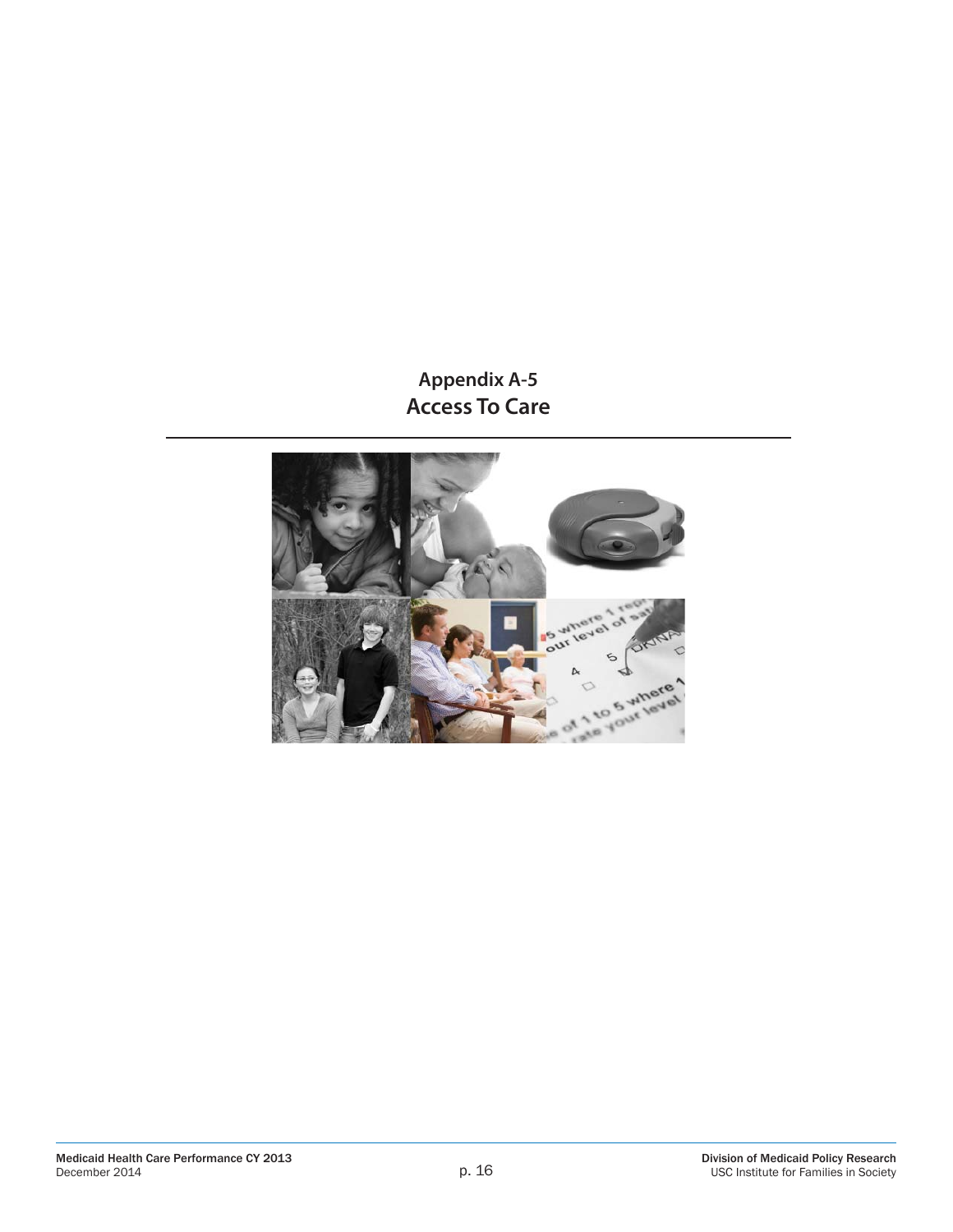# Appendix A-5
# Access To Care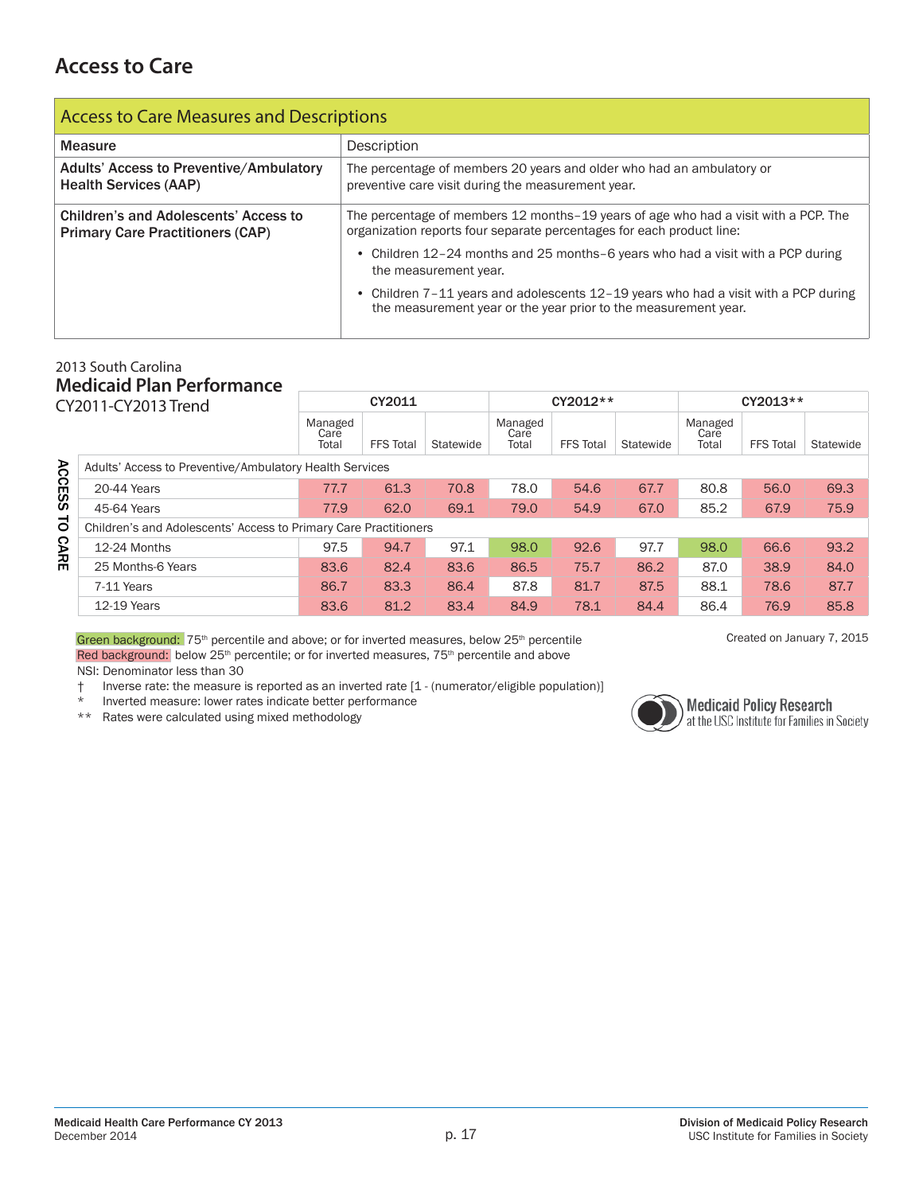# Access to Care

| Access to Care Measures and Descriptions | |
|---|---|
| **Measure** | Description |
| **Adults' Access to Preventive/Ambulatory Health Services (AAP)** | The percentage of members 20 years and older who had an ambulatory or preventive care visit during the measurement year. |
| **Children's and Adolescents' Access to Primary Care Practitioners (CAP)** | The percentage of members 12 months–19 years of age who had a visit with a PCP. The organization reports four separate percentages for each product line: • Children 12–24 months and 25 months–6 years who had a visit with a PCP during the measurement year. • Children 7–11 years and adolescents 12–19 years who had a visit with a PCP during the measurement year or the year prior to the measurement year. |

2013 South Carolina
**Medicaid Plan Performance**
CY2011-CY2013 Trend

ACCESS TO CARE

| | CY2011 | | | CY2012** | | | CY2013** | | |
|---|---|---|---|---|---|---|---|---|---|
| | Managed Care Total | FFS Total | Statewide | Managed Care Total | FFS Total | Statewide | Managed Care Total | FFS Total | Statewide |
| Adults' Access to Preventive/Ambulatory Health Services | | | | | | | | | |
| 20-44 Years | 77.7 | 61.3 | 70.8 | 78.0 | 54.6 | 67.7 | 80.8 | 56.0 | 69.3 |
| 45-64 Years | 77.9 | 62.0 | 69.1 | 79.0 | 54.9 | 67.0 | 85.2 | 67.9 | 75.9 |
| Children's and Adolescents' Access to Primary Care Practitioners | | | | | | | | | |
| 12-24 Months | 97.5 | 94.7 | 97.1 | 98.0 | 92.6 | 97.7 | 98.0 | 66.6 | 93.2 |
| 25 Months-6 Years | 83.6 | 82.4 | 83.6 | 86.5 | 75.7 | 86.2 | 87.0 | 38.9 | 84.0 |
| 7-11 Years | 86.7 | 83.3 | 86.4 | 87.8 | 81.7 | 87.5 | 88.1 | 78.6 | 87.7 |
| 12-19 Years | 83.6 | 81.2 | 83.4 | 84.9 | 78.1 | 84.4 | 86.4 | 76.9 | 85.8 |

Green background: 75th percentile and above; or for inverted measures, below 25th percentile
Red background: below 25th percentile; or for inverted measures, 75th percentile and above
NSI: Denominator less than 30
† Inverse rate: the measure is reported as an inverted rate [1 - (numerator/eligible population)]
* Inverted measure: lower rates indicate better performance
** Rates were calculated using mixed methodology

Created on January 7, 2015

Medicaid Policy Research at the USC Institute for Families in Society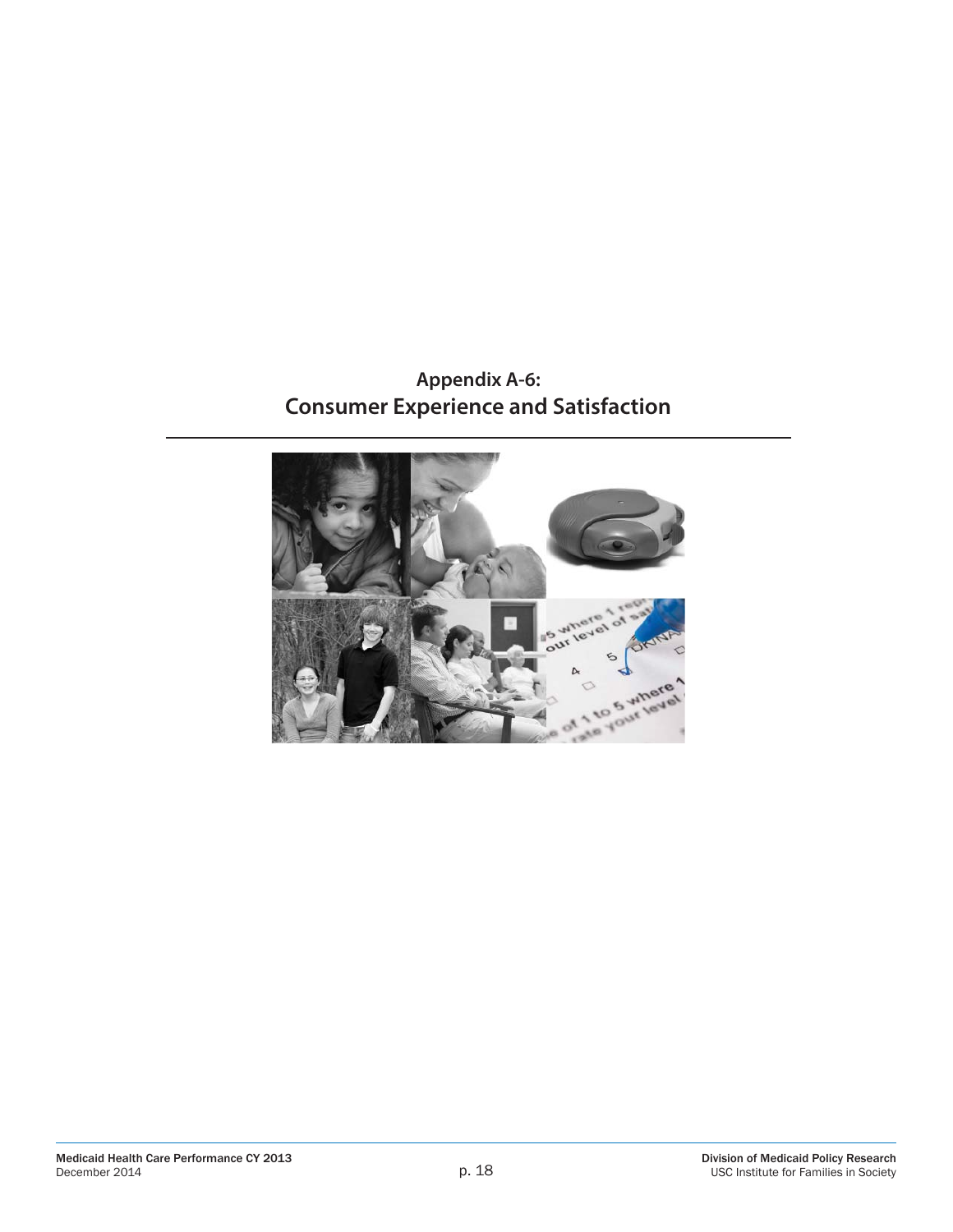# Appendix A-6:
# Consumer Experience and Satisfaction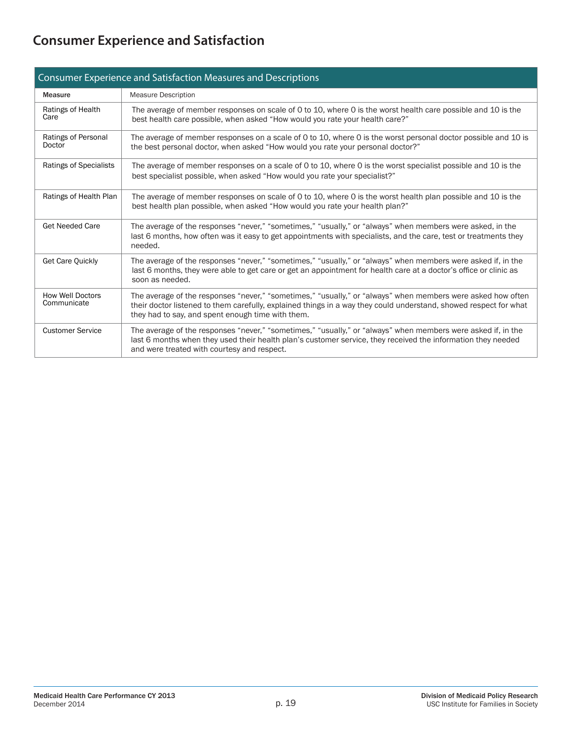# Consumer Experience and Satisfaction

| Consumer Experience and Satisfaction Measures and Descriptions | |
|---|---|
| **Measure** | Measure Description |
| Ratings of Health Care | The average of member responses on scale of 0 to 10, where 0 is the worst health care possible and 10 is the best health care possible, when asked "How would you rate your health care?" |
| Ratings of Personal Doctor | The average of member responses on a scale of 0 to 10, where 0 is the worst personal doctor possible and 10 is the best personal doctor, when asked "How would you rate your personal doctor?" |
| Ratings of Specialists | The average of member responses on a scale of 0 to 10, where 0 is the worst specialist possible and 10 is the best specialist possible, when asked "How would you rate your specialist?" |
| Ratings of Health Plan | The average of member responses on scale of 0 to 10, where 0 is the worst health plan possible and 10 is the best health plan possible, when asked "How would you rate your health plan?" |
| Get Needed Care | The average of the responses "never," "sometimes," "usually," or "always" when members were asked, in the last 6 months, how often was it easy to get appointments with specialists, and the care, test or treatments they needed. |
| Get Care Quickly | The average of the responses "never," "sometimes," "usually," or "always" when members were asked if, in the last 6 months, they were able to get care or get an appointment for health care at a doctor's office or clinic as soon as needed. |
| How Well Doctors Communicate | The average of the responses "never," "sometimes," "usually," or "always" when members were asked how often their doctor listened to them carefully, explained things in a way they could understand, showed respect for what they had to say, and spent enough time with them. |
| Customer Service | The average of the responses "never," "sometimes," "usually," or "always" when members were asked if, in the last 6 months when they used their health plan's customer service, they received the information they needed and were treated with courtesy and respect. |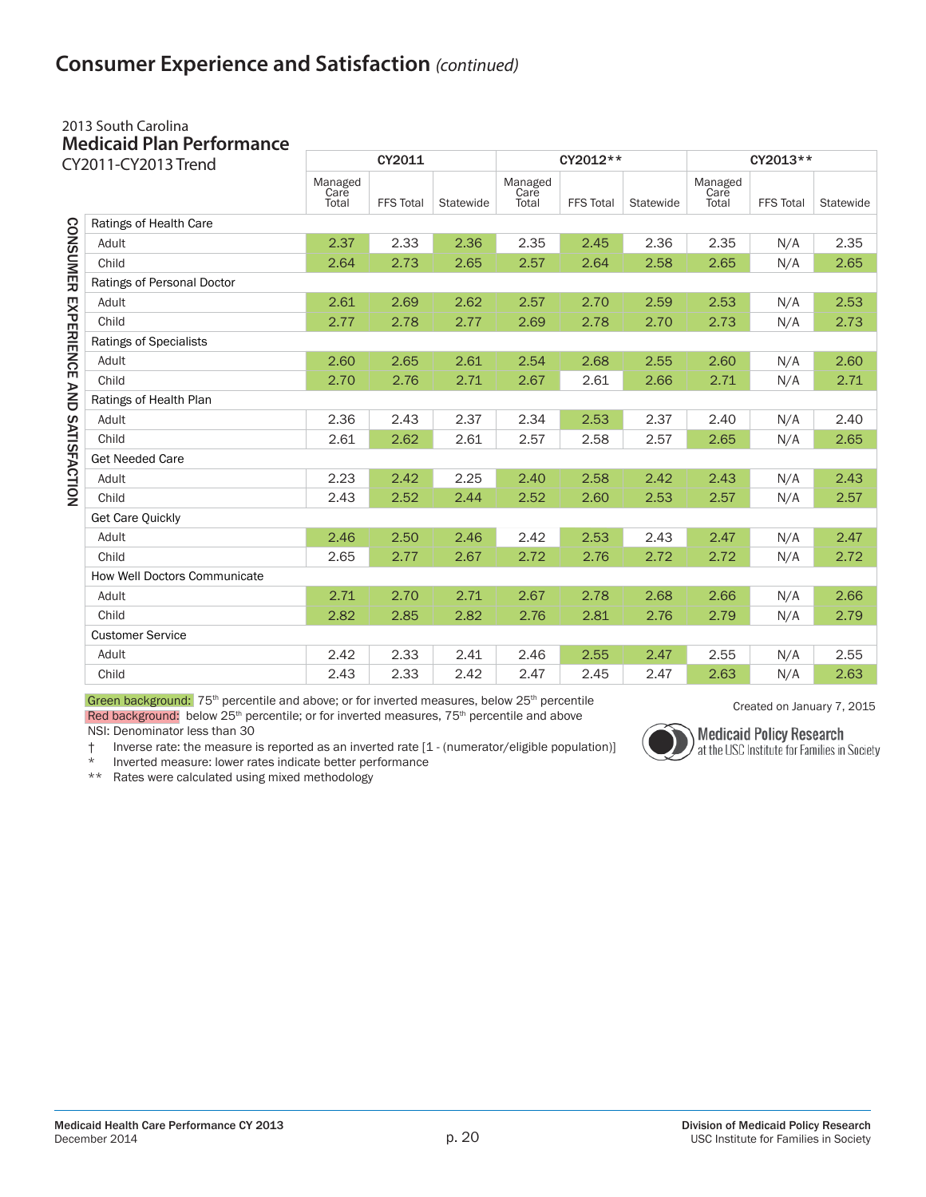## Consumer Experience and Satisfaction *(continued)*

2013 South Carolina
**Medicaid Plan Performance**
CY2011-CY2013 Trend

CONSUMER EXPERIENCE AND SATISFACTION

| | CY2011 | | | CY2012** | | | CY2013** | | |
|---|---|---|---|---|---|---|---|---|---|
| | Managed Care Total | FFS Total | Statewide | Managed Care Total | FFS Total | Statewide | Managed Care Total | FFS Total | Statewide |
| **Ratings of Health Care** | | | | | | | | | |
| Adult | 2.37 | 2.33 | 2.36 | 2.35 | 2.45 | 2.36 | 2.35 | N/A | 2.35 |
| Child | 2.64 | 2.73 | 2.65 | 2.57 | 2.64 | 2.58 | 2.65 | N/A | 2.65 |
| **Ratings of Personal Doctor** | | | | | | | | | |
| Adult | 2.61 | 2.69 | 2.62 | 2.57 | 2.70 | 2.59 | 2.53 | N/A | 2.53 |
| Child | 2.77 | 2.78 | 2.77 | 2.69 | 2.78 | 2.70 | 2.73 | N/A | 2.73 |
| **Ratings of Specialists** | | | | | | | | | |
| Adult | 2.60 | 2.65 | 2.61 | 2.54 | 2.68 | 2.55 | 2.60 | N/A | 2.60 |
| Child | 2.70 | 2.76 | 2.71 | 2.67 | 2.61 | 2.66 | 2.71 | N/A | 2.71 |
| **Ratings of Health Plan** | | | | | | | | | |
| Adult | 2.36 | 2.43 | 2.37 | 2.34 | 2.53 | 2.37 | 2.40 | N/A | 2.40 |
| Child | 2.61 | 2.62 | 2.61 | 2.57 | 2.58 | 2.57 | 2.65 | N/A | 2.65 |
| **Get Needed Care** | | | | | | | | | |
| Adult | 2.23 | 2.42 | 2.25 | 2.40 | 2.58 | 2.42 | 2.43 | N/A | 2.43 |
| Child | 2.43 | 2.52 | 2.44 | 2.52 | 2.60 | 2.53 | 2.57 | N/A | 2.57 |
| **Get Care Quickly** | | | | | | | | | |
| Adult | 2.46 | 2.50 | 2.46 | 2.42 | 2.53 | 2.43 | 2.47 | N/A | 2.47 |
| Child | 2.65 | 2.77 | 2.67 | 2.72 | 2.76 | 2.72 | 2.72 | N/A | 2.72 |
| **How Well Doctors Communicate** | | | | | | | | | |
| Adult | 2.71 | 2.70 | 2.71 | 2.67 | 2.78 | 2.68 | 2.66 | N/A | 2.66 |
| Child | 2.82 | 2.85 | 2.82 | 2.76 | 2.81 | 2.76 | 2.79 | N/A | 2.79 |
| **Customer Service** | | | | | | | | | |
| Adult | 2.42 | 2.33 | 2.41 | 2.46 | 2.55 | 2.47 | 2.55 | N/A | 2.55 |
| Child | 2.43 | 2.33 | 2.42 | 2.47 | 2.45 | 2.47 | 2.63 | N/A | 2.63 |

Green background: 75th percentile and above; or for inverted measures, below 25th percentile
Red background: below 25th percentile; or for inverted measures, 75th percentile and above
NSI: Denominator less than 30
† Inverse rate: the measure is reported as an inverted rate [1 - (numerator/eligible population)]
* Inverted measure: lower rates indicate better performance
** Rates were calculated using mixed methodology

Created on January 7, 2015

Medicaid Policy Research at the USC Institute for Families in Society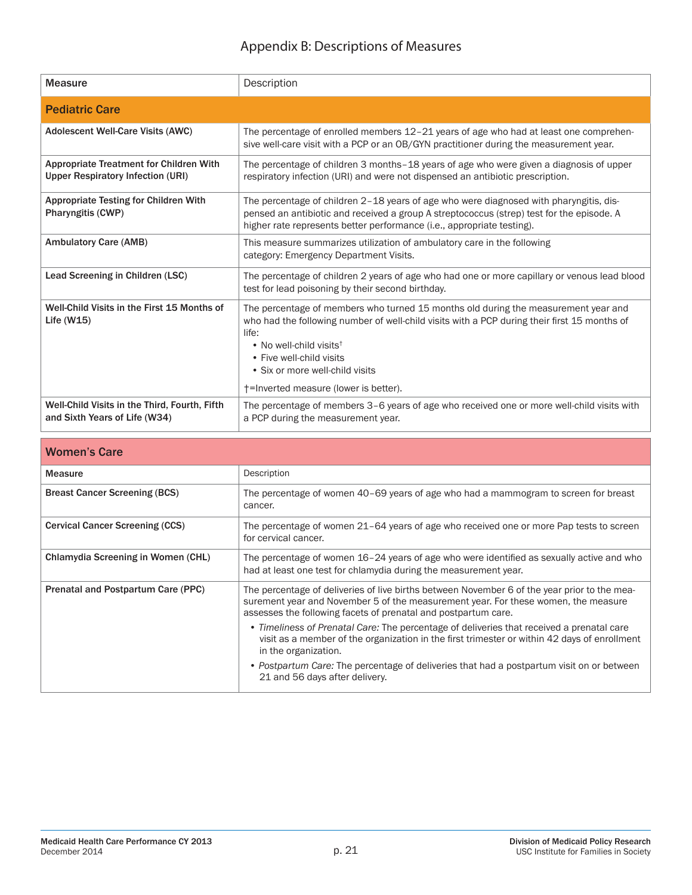# Appendix B: Descriptions of Measures

| Measure | Description |
|---|---|
| **Pediatric Care** | |
| **Adolescent Well-Care Visits (AWC)** | The percentage of enrolled members 12–21 years of age who had at least one comprehensive well-care visit with a PCP or an OB/GYN practitioner during the measurement year. |
| **Appropriate Treatment for Children With Upper Respiratory Infection (URI)** | The percentage of children 3 months–18 years of age who were given a diagnosis of upper respiratory infection (URI) and were not dispensed an antibiotic prescription. |
| **Appropriate Testing for Children With Pharyngitis (CWP)** | The percentage of children 2–18 years of age who were diagnosed with pharyngitis, dispensed an antibiotic and received a group A streptococcus (strep) test for the episode. A higher rate represents better performance (i.e., appropriate testing). |
| **Ambulatory Care (AMB)** | This measure summarizes utilization of ambulatory care in the following category: Emergency Department Visits. |
| **Lead Screening in Children (LSC)** | The percentage of children 2 years of age who had one or more capillary or venous lead blood test for lead poisoning by their second birthday. |
| **Well-Child Visits in the First 15 Months of Life (W15)** | The percentage of members who turned 15 months old during the measurement year and who had the following number of well-child visits with a PCP during their first 15 months of life:<br>• No well-child visits†<br>• Five well-child visits<br>• Six or more well-child visits<br><br>†=Inverted measure (lower is better). |
| **Well-Child Visits in the Third, Fourth, Fifth and Sixth Years of Life (W34)** | The percentage of members 3–6 years of age who received one or more well-child visits with a PCP during the measurement year. |

| **Women's Care** | |
|---|---|
| **Measure** | Description |
| **Breast Cancer Screening (BCS)** | The percentage of women 40–69 years of age who had a mammogram to screen for breast cancer. |
| **Cervical Cancer Screening (CCS)** | The percentage of women 21–64 years of age who received one or more Pap tests to screen for cervical cancer. |
| **Chlamydia Screening in Women (CHL)** | The percentage of women 16–24 years of age who were identified as sexually active and who had at least one test for chlamydia during the measurement year. |
| **Prenatal and Postpartum Care (PPC)** | The percentage of deliveries of live births between November 6 of the year prior to the measurement year and November 5 of the measurement year. For these women, the measure assesses the following facets of prenatal and postpartum care.<br>• *Timeliness of Prenatal Care:* The percentage of deliveries that received a prenatal care visit as a member of the organization in the first trimester or within 42 days of enrollment in the organization.<br>• *Postpartum Care:* The percentage of deliveries that had a postpartum visit on or between 21 and 56 days after delivery. |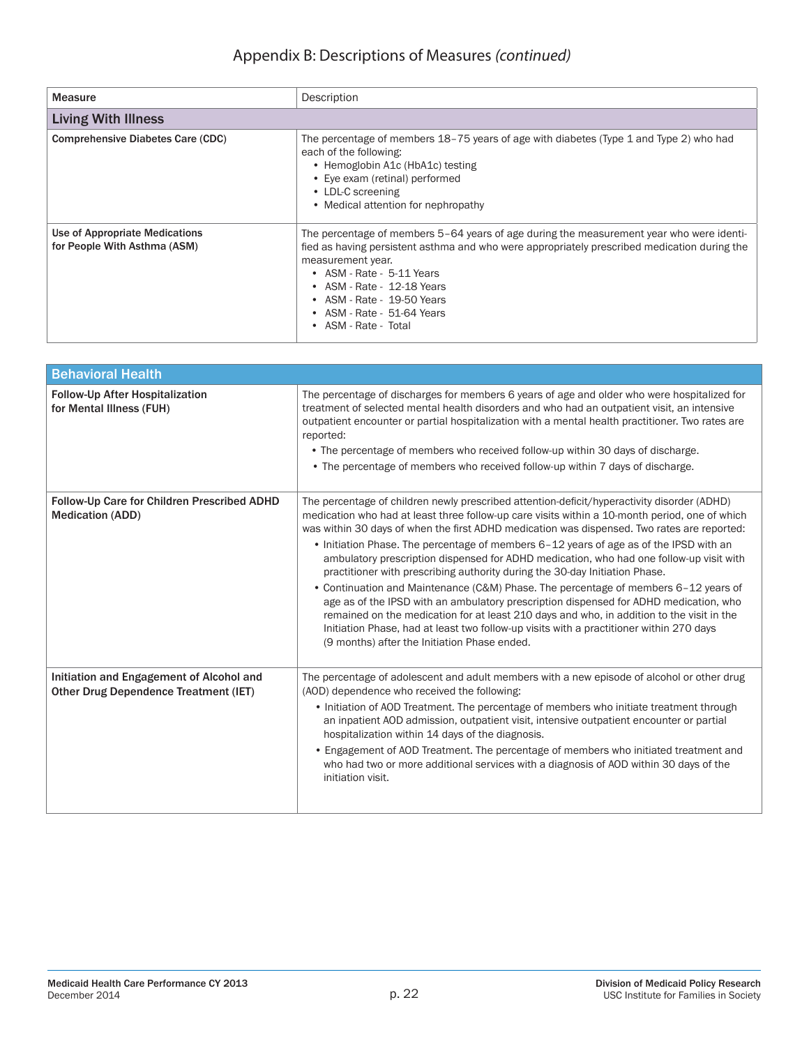## Appendix B: Descriptions of Measures *(continued)*

| Measure | Description |
|---|---|
| **Living With Illness** | |
| **Comprehensive Diabetes Care (CDC)** | The percentage of members 18–75 years of age with diabetes (Type 1 and Type 2) who had each of the following:<br>• Hemoglobin A1c (HbA1c) testing<br>• Eye exam (retinal) performed<br>• LDL-C screening<br>• Medical attention for nephropathy |
| **Use of Appropriate Medications for People With Asthma (ASM)** | The percentage of members 5–64 years of age during the measurement year who were identified as having persistent asthma and who were appropriately prescribed medication during the measurement year.<br>• ASM - Rate - 5-11 Years<br>• ASM - Rate - 12-18 Years<br>• ASM - Rate - 19-50 Years<br>• ASM - Rate - 51-64 Years<br>• ASM - Rate - Total |

| **Behavioral Health** | |
|---|---|
| **Follow-Up After Hospitalization for Mental Illness (FUH)** | The percentage of discharges for members 6 years of age and older who were hospitalized for treatment of selected mental health disorders and who had an outpatient visit, an intensive outpatient encounter or partial hospitalization with a mental health practitioner. Two rates are reported:<br>• The percentage of members who received follow-up within 30 days of discharge.<br>• The percentage of members who received follow-up within 7 days of discharge. |
| **Follow-Up Care for Children Prescribed ADHD Medication (ADD)** | The percentage of children newly prescribed attention-deficit/hyperactivity disorder (ADHD) medication who had at least three follow-up care visits within a 10-month period, one of which was within 30 days of when the first ADHD medication was dispensed. Two rates are reported:<br>• Initiation Phase. The percentage of members 6–12 years of age as of the IPSD with an ambulatory prescription dispensed for ADHD medication, who had one follow-up visit with practitioner with prescribing authority during the 30-day Initiation Phase.<br>• Continuation and Maintenance (C&M) Phase. The percentage of members 6–12 years of age as of the IPSD with an ambulatory prescription dispensed for ADHD medication, who remained on the medication for at least 210 days and who, in addition to the visit in the Initiation Phase, had at least two follow-up visits with a practitioner within 270 days (9 months) after the Initiation Phase ended. |
| **Initiation and Engagement of Alcohol and Other Drug Dependence Treatment (IET)** | The percentage of adolescent and adult members with a new episode of alcohol or other drug (AOD) dependence who received the following:<br>• Initiation of AOD Treatment. The percentage of members who initiate treatment through an inpatient AOD admission, outpatient visit, intensive outpatient encounter or partial hospitalization within 14 days of the diagnosis.<br>• Engagement of AOD Treatment. The percentage of members who initiated treatment and who had two or more additional services with a diagnosis of AOD within 30 days of the initiation visit. |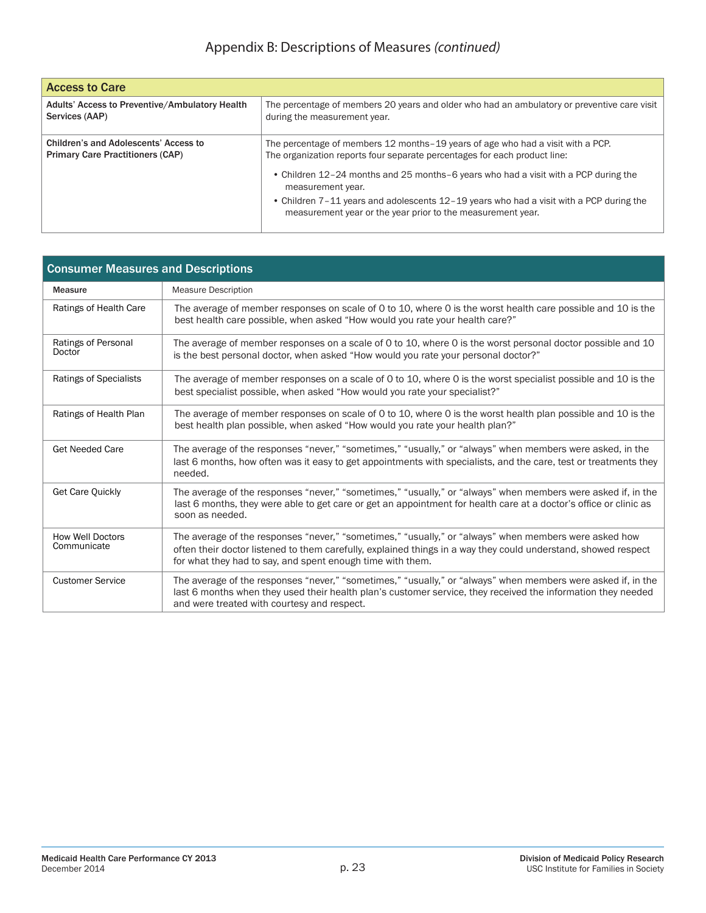## Appendix B: Descriptions of Measures *(continued)*

| Access to Care | |
|---|---|
| **Adults' Access to Preventive/Ambulatory Health Services (AAP)** | The percentage of members 20 years and older who had an ambulatory or preventive care visit during the measurement year. |
| **Children's and Adolescents' Access to Primary Care Practitioners (CAP)** | The percentage of members 12 months–19 years of age who had a visit with a PCP. The organization reports four separate percentages for each product line: • Children 12–24 months and 25 months–6 years who had a visit with a PCP during the measurement year. • Children 7–11 years and adolescents 12–19 years who had a visit with a PCP during the measurement year or the year prior to the measurement year. |

| Consumer Measures and Descriptions | |
|---|---|
| **Measure** | Measure Description |
| Ratings of Health Care | The average of member responses on scale of 0 to 10, where 0 is the worst health care possible and 10 is the best health care possible, when asked "How would you rate your health care?" |
| Ratings of Personal Doctor | The average of member responses on a scale of 0 to 10, where 0 is the worst personal doctor possible and 10 is the best personal doctor, when asked "How would you rate your personal doctor?" |
| Ratings of Specialists | The average of member responses on a scale of 0 to 10, where 0 is the worst specialist possible and 10 is the best specialist possible, when asked "How would you rate your specialist?" |
| Ratings of Health Plan | The average of member responses on scale of 0 to 10, where 0 is the worst health plan possible and 10 is the best health plan possible, when asked "How would you rate your health plan?" |
| Get Needed Care | The average of the responses "never," "sometimes," "usually," or "always" when members were asked, in the last 6 months, how often was it easy to get appointments with specialists, and the care, test or treatments they needed. |
| Get Care Quickly | The average of the responses "never," "sometimes," "usually," or "always" when members were asked if, in the last 6 months, they were able to get care or get an appointment for health care at a doctor's office or clinic as soon as needed. |
| How Well Doctors Communicate | The average of the responses "never," "sometimes," "usually," or "always" when members were asked how often their doctor listened to them carefully, explained things in a way they could understand, showed respect for what they had to say, and spent enough time with them. |
| Customer Service | The average of the responses "never," "sometimes," "usually," or "always" when members were asked if, in the last 6 months when they used their health plan's customer service, they received the information they needed and were treated with courtesy and respect. |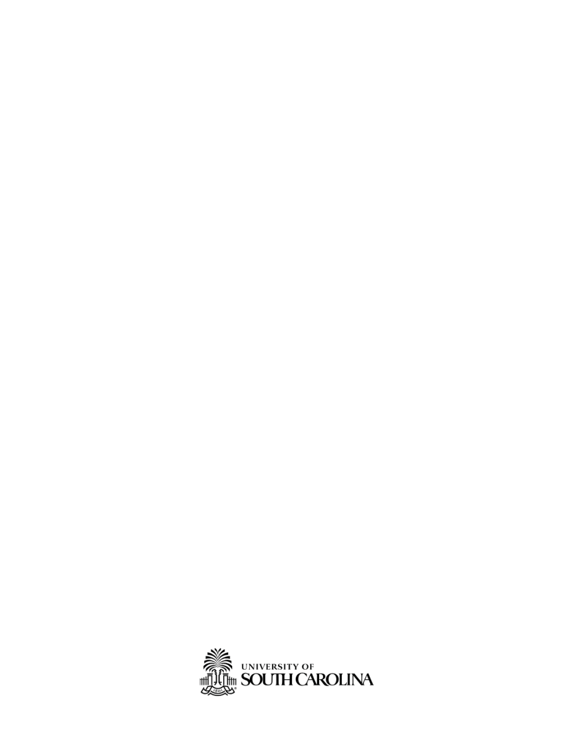UNIVERSITY OF
SOUTH CAROLINA